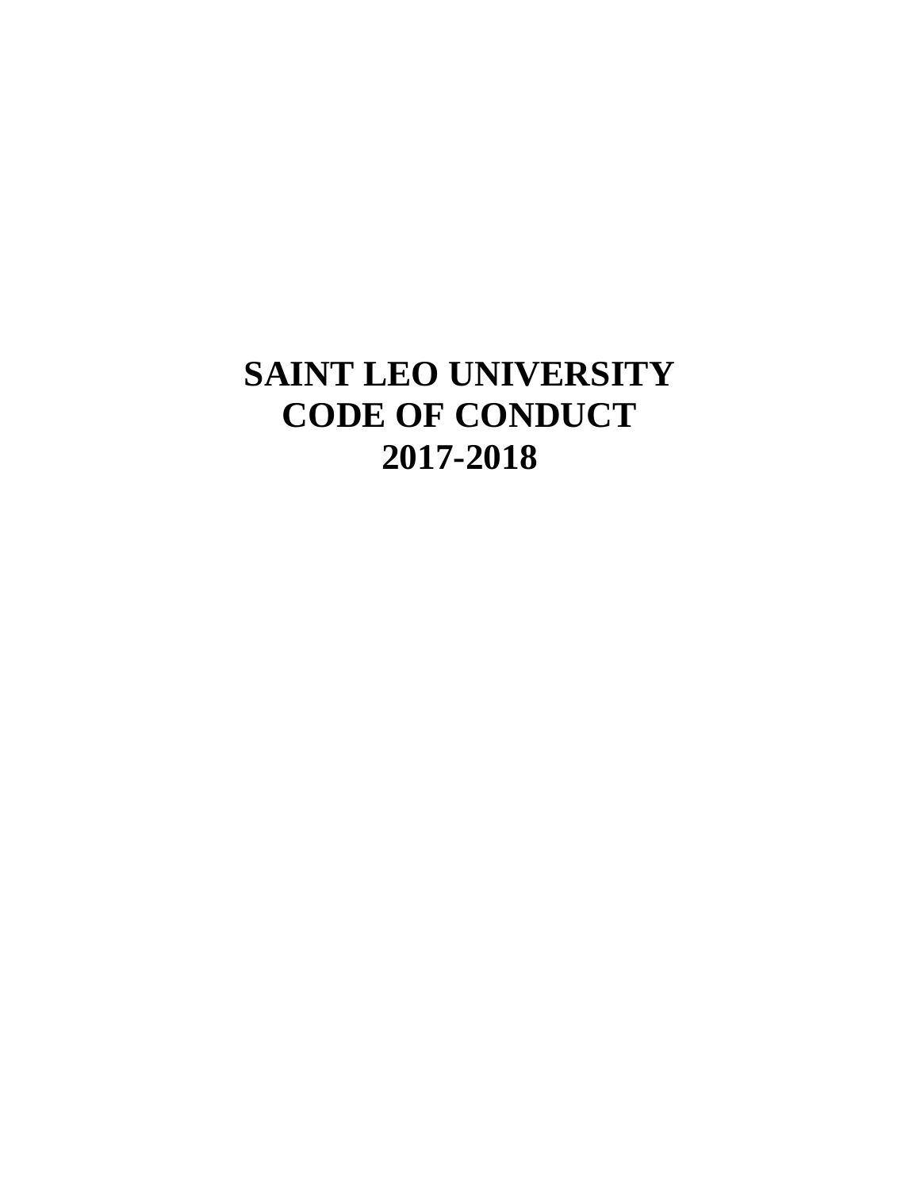# SAINT LEO UNIVERSITY
# CODE OF CONDUCT
# 2017-2018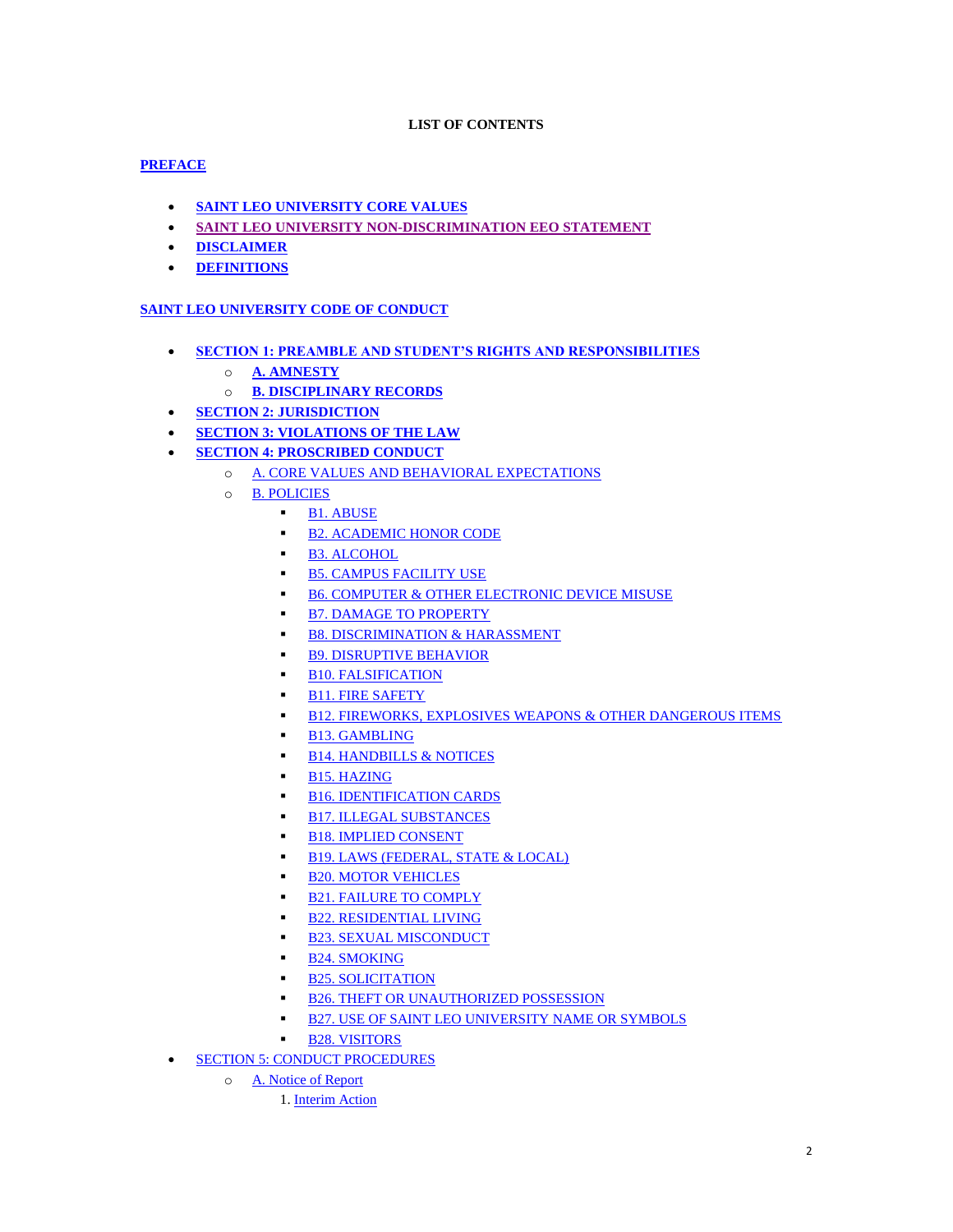**LIST OF CONTENTS**

**PREFACE**

- **SAINT LEO UNIVERSITY CORE VALUES**
- **SAINT LEO UNIVERSITY NON-DISCRIMINATION EEO STATEMENT**
- **DISCLAIMER**
- **DEFINITIONS**

**SAINT LEO UNIVERSITY CODE OF CONDUCT**

- **SECTION 1: PREAMBLE AND STUDENT'S RIGHTS AND RESPONSIBILITIES**
  - **A. AMNESTY**
  - **B. DISCIPLINARY RECORDS**
- **SECTION 2: JURISDICTION**
- **SECTION 3: VIOLATIONS OF THE LAW**
- **SECTION 4: PROSCRIBED CONDUCT**
  - A. CORE VALUES AND BEHAVIORAL EXPECTATIONS
  - B. POLICIES
    - B1. ABUSE
    - B2. ACADEMIC HONOR CODE
    - B3. ALCOHOL
    - B5. CAMPUS FACILITY USE
    - B6. COMPUTER & OTHER ELECTRONIC DEVICE MISUSE
    - B7. DAMAGE TO PROPERTY
    - B8. DISCRIMINATION & HARASSMENT
    - B9. DISRUPTIVE BEHAVIOR
    - B10. FALSIFICATION
    - B11. FIRE SAFETY
    - B12. FIREWORKS, EXPLOSIVES WEAPONS & OTHER DANGEROUS ITEMS
    - B13. GAMBLING
    - B14. HANDBILLS & NOTICES
    - B15. HAZING
    - B16. IDENTIFICATION CARDS
    - B17. ILLEGAL SUBSTANCES
    - B18. IMPLIED CONSENT
    - B19. LAWS (FEDERAL, STATE & LOCAL)
    - B20. MOTOR VEHICLES
    - B21. FAILURE TO COMPLY
    - B22. RESIDENTIAL LIVING
    - B23. SEXUAL MISCONDUCT
    - B24. SMOKING
    - B25. SOLICITATION
    - B26. THEFT OR UNAUTHORIZED POSSESSION
    - B27. USE OF SAINT LEO UNIVERSITY NAME OR SYMBOLS
    - B28. VISITORS
- SECTION 5: CONDUCT PROCEDURES
  - A. Notice of Report
    1. Interim Action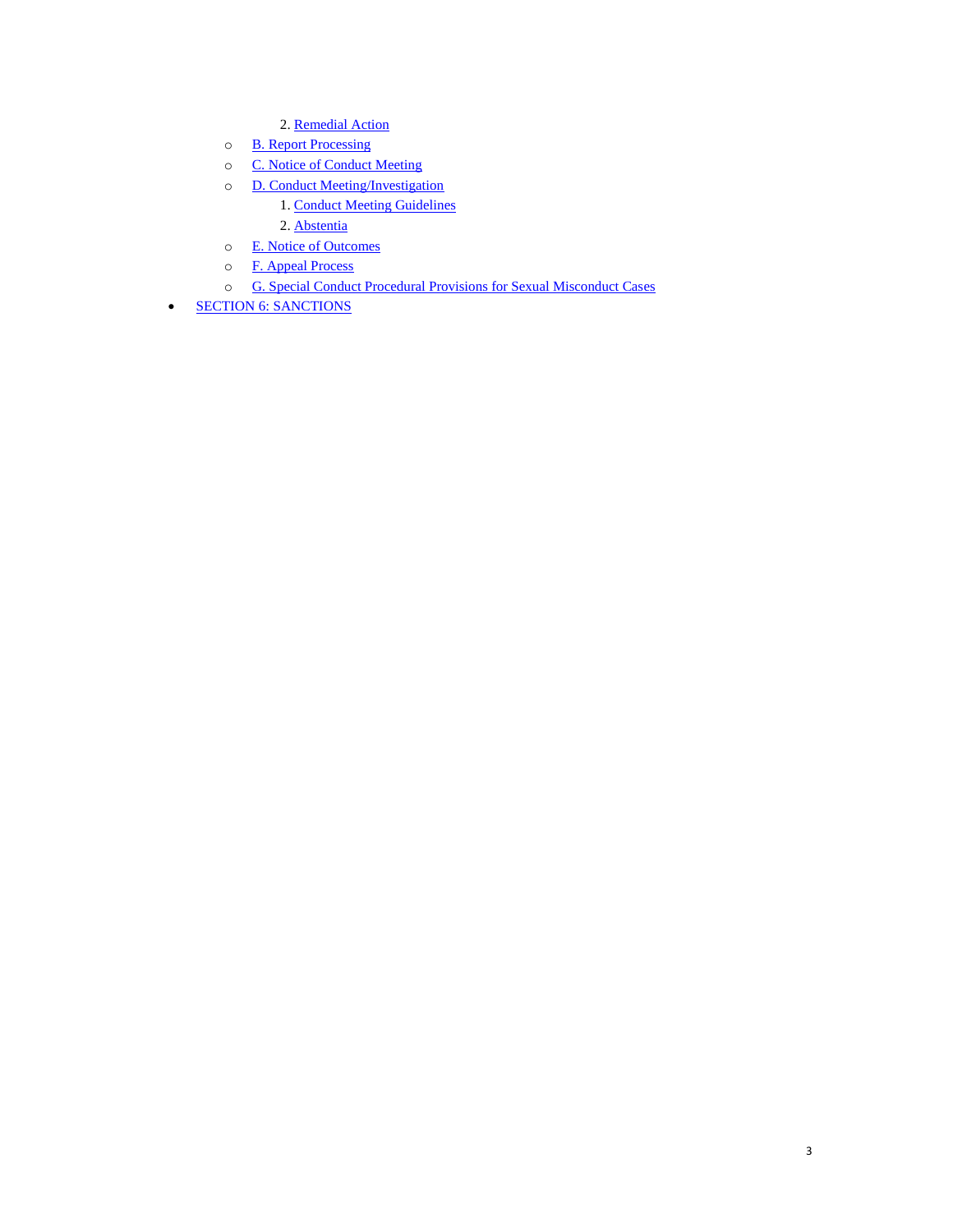2. Remedial Action
  - B. Report Processing
  - C. Notice of Conduct Meeting
  - D. Conduct Meeting/Investigation
      1. Conduct Meeting Guidelines
      2. Abstentia
  - E. Notice of Outcomes
  - F. Appeal Process
  - G. Special Conduct Procedural Provisions for Sexual Misconduct Cases
- SECTION 6: SANCTIONS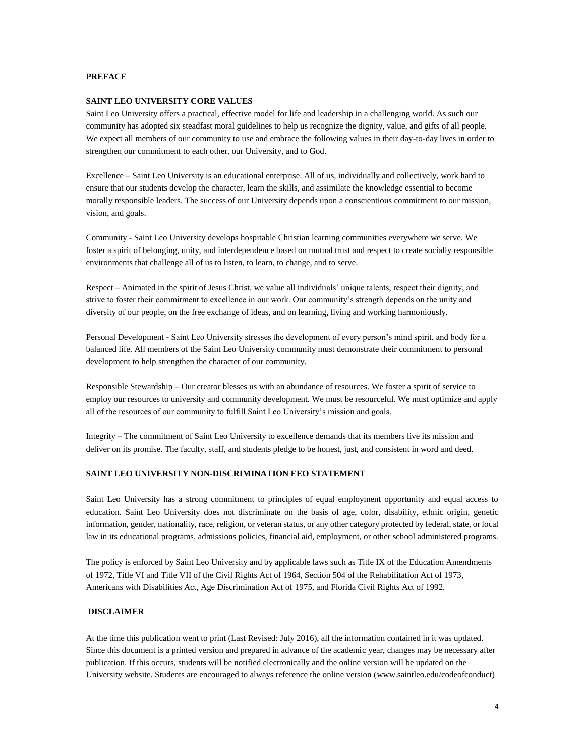## PREFACE

### SAINT LEO UNIVERSITY CORE VALUES

Saint Leo University offers a practical, effective model for life and leadership in a challenging world. As such our community has adopted six steadfast moral guidelines to help us recognize the dignity, value, and gifts of all people. We expect all members of our community to use and embrace the following values in their day-to-day lives in order to strengthen our commitment to each other, our University, and to God.

Excellence – Saint Leo University is an educational enterprise. All of us, individually and collectively, work hard to ensure that our students develop the character, learn the skills, and assimilate the knowledge essential to become morally responsible leaders. The success of our University depends upon a conscientious commitment to our mission, vision, and goals.

Community - Saint Leo University develops hospitable Christian learning communities everywhere we serve. We foster a spirit of belonging, unity, and interdependence based on mutual trust and respect to create socially responsible environments that challenge all of us to listen, to learn, to change, and to serve.

Respect – Animated in the spirit of Jesus Christ, we value all individuals' unique talents, respect their dignity, and strive to foster their commitment to excellence in our work. Our community's strength depends on the unity and diversity of our people, on the free exchange of ideas, and on learning, living and working harmoniously.

Personal Development - Saint Leo University stresses the development of every person's mind spirit, and body for a balanced life. All members of the Saint Leo University community must demonstrate their commitment to personal development to help strengthen the character of our community.

Responsible Stewardship – Our creator blesses us with an abundance of resources. We foster a spirit of service to employ our resources to university and community development. We must be resourceful. We must optimize and apply all of the resources of our community to fulfill Saint Leo University's mission and goals.

Integrity – The commitment of Saint Leo University to excellence demands that its members live its mission and deliver on its promise. The faculty, staff, and students pledge to be honest, just, and consistent in word and deed.

### SAINT LEO UNIVERSITY NON-DISCRIMINATION EEO STATEMENT

Saint Leo University has a strong commitment to principles of equal employment opportunity and equal access to education. Saint Leo University does not discriminate on the basis of age, color, disability, ethnic origin, genetic information, gender, nationality, race, religion, or veteran status, or any other category protected by federal, state, or local law in its educational programs, admissions policies, financial aid, employment, or other school administered programs.

The policy is enforced by Saint Leo University and by applicable laws such as Title IX of the Education Amendments of 1972, Title VI and Title VII of the Civil Rights Act of 1964, Section 504 of the Rehabilitation Act of 1973, Americans with Disabilities Act, Age Discrimination Act of 1975, and Florida Civil Rights Act of 1992.

### DISCLAIMER

At the time this publication went to print (Last Revised: July 2016), all the information contained in it was updated. Since this document is a printed version and prepared in advance of the academic year, changes may be necessary after publication. If this occurs, students will be notified electronically and the online version will be updated on the University website. Students are encouraged to always reference the online version (www.saintleo.edu/codeofconduct)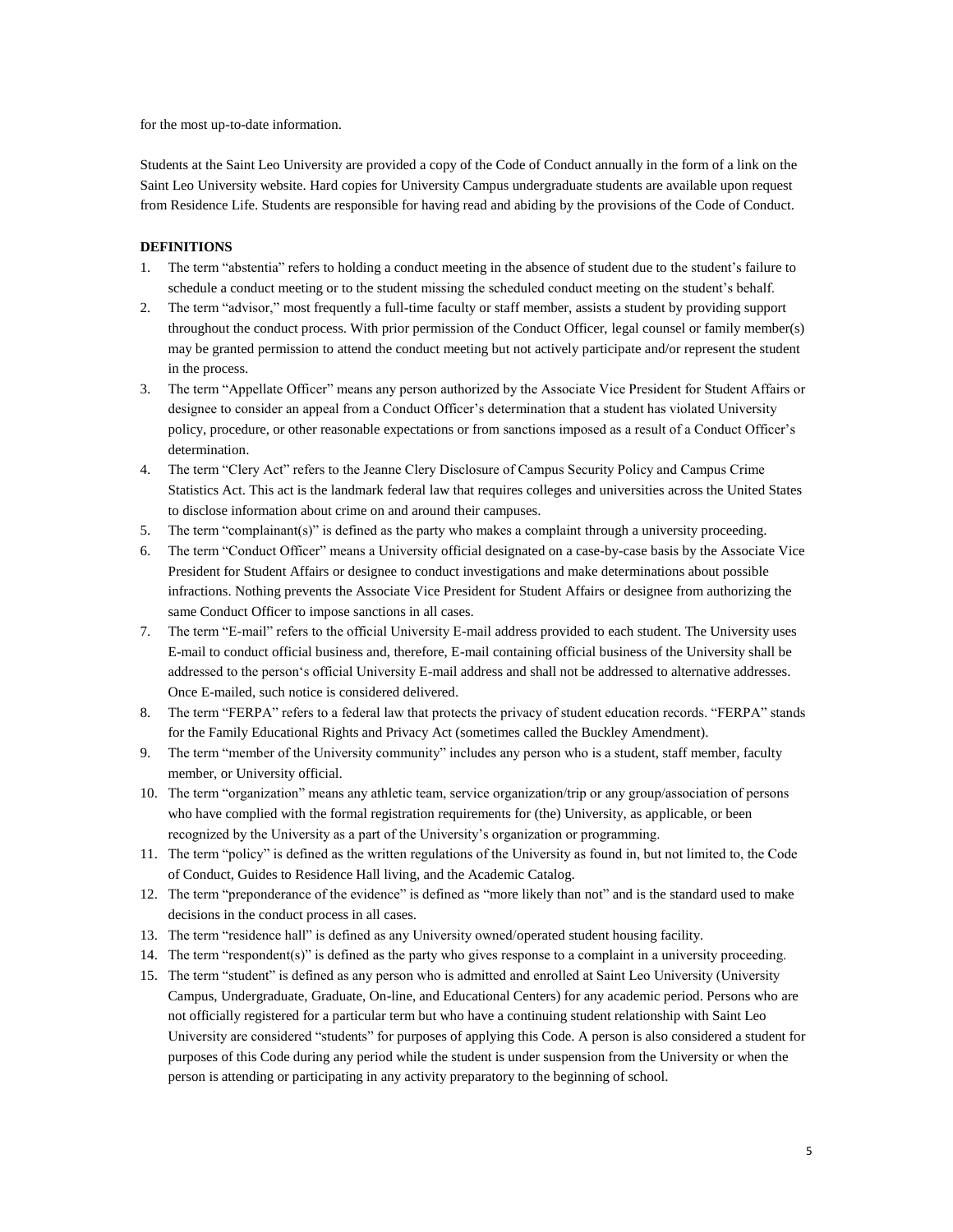for the most up-to-date information.

Students at the Saint Leo University are provided a copy of the Code of Conduct annually in the form of a link on the Saint Leo University website. Hard copies for University Campus undergraduate students are available upon request from Residence Life. Students are responsible for having read and abiding by the provisions of the Code of Conduct.

**DEFINITIONS**

1. The term "abstentia" refers to holding a conduct meeting in the absence of student due to the student's failure to schedule a conduct meeting or to the student missing the scheduled conduct meeting on the student's behalf.
2. The term "advisor," most frequently a full-time faculty or staff member, assists a student by providing support throughout the conduct process. With prior permission of the Conduct Officer, legal counsel or family member(s) may be granted permission to attend the conduct meeting but not actively participate and/or represent the student in the process.
3. The term "Appellate Officer" means any person authorized by the Associate Vice President for Student Affairs or designee to consider an appeal from a Conduct Officer's determination that a student has violated University policy, procedure, or other reasonable expectations or from sanctions imposed as a result of a Conduct Officer's determination.
4. The term "Clery Act" refers to the Jeanne Clery Disclosure of Campus Security Policy and Campus Crime Statistics Act. This act is the landmark federal law that requires colleges and universities across the United States to disclose information about crime on and around their campuses.
5. The term "complainant(s)" is defined as the party who makes a complaint through a university proceeding.
6. The term "Conduct Officer" means a University official designated on a case-by-case basis by the Associate Vice President for Student Affairs or designee to conduct investigations and make determinations about possible infractions. Nothing prevents the Associate Vice President for Student Affairs or designee from authorizing the same Conduct Officer to impose sanctions in all cases.
7. The term "E-mail" refers to the official University E-mail address provided to each student. The University uses E-mail to conduct official business and, therefore, E-mail containing official business of the University shall be addressed to the person's official University E-mail address and shall not be addressed to alternative addresses. Once E-mailed, such notice is considered delivered.
8. The term "FERPA" refers to a federal law that protects the privacy of student education records. "FERPA" stands for the Family Educational Rights and Privacy Act (sometimes called the Buckley Amendment).
9. The term "member of the University community" includes any person who is a student, staff member, faculty member, or University official.
10. The term "organization" means any athletic team, service organization/trip or any group/association of persons who have complied with the formal registration requirements for (the) University, as applicable, or been recognized by the University as a part of the University's organization or programming.
11. The term "policy" is defined as the written regulations of the University as found in, but not limited to, the Code of Conduct, Guides to Residence Hall living, and the Academic Catalog.
12. The term "preponderance of the evidence" is defined as "more likely than not" and is the standard used to make decisions in the conduct process in all cases.
13. The term "residence hall" is defined as any University owned/operated student housing facility.
14. The term "respondent(s)" is defined as the party who gives response to a complaint in a university proceeding.
15. The term "student" is defined as any person who is admitted and enrolled at Saint Leo University (University Campus, Undergraduate, Graduate, On-line, and Educational Centers) for any academic period. Persons who are not officially registered for a particular term but who have a continuing student relationship with Saint Leo University are considered "students" for purposes of applying this Code. A person is also considered a student for purposes of this Code during any period while the student is under suspension from the University or when the person is attending or participating in any activity preparatory to the beginning of school.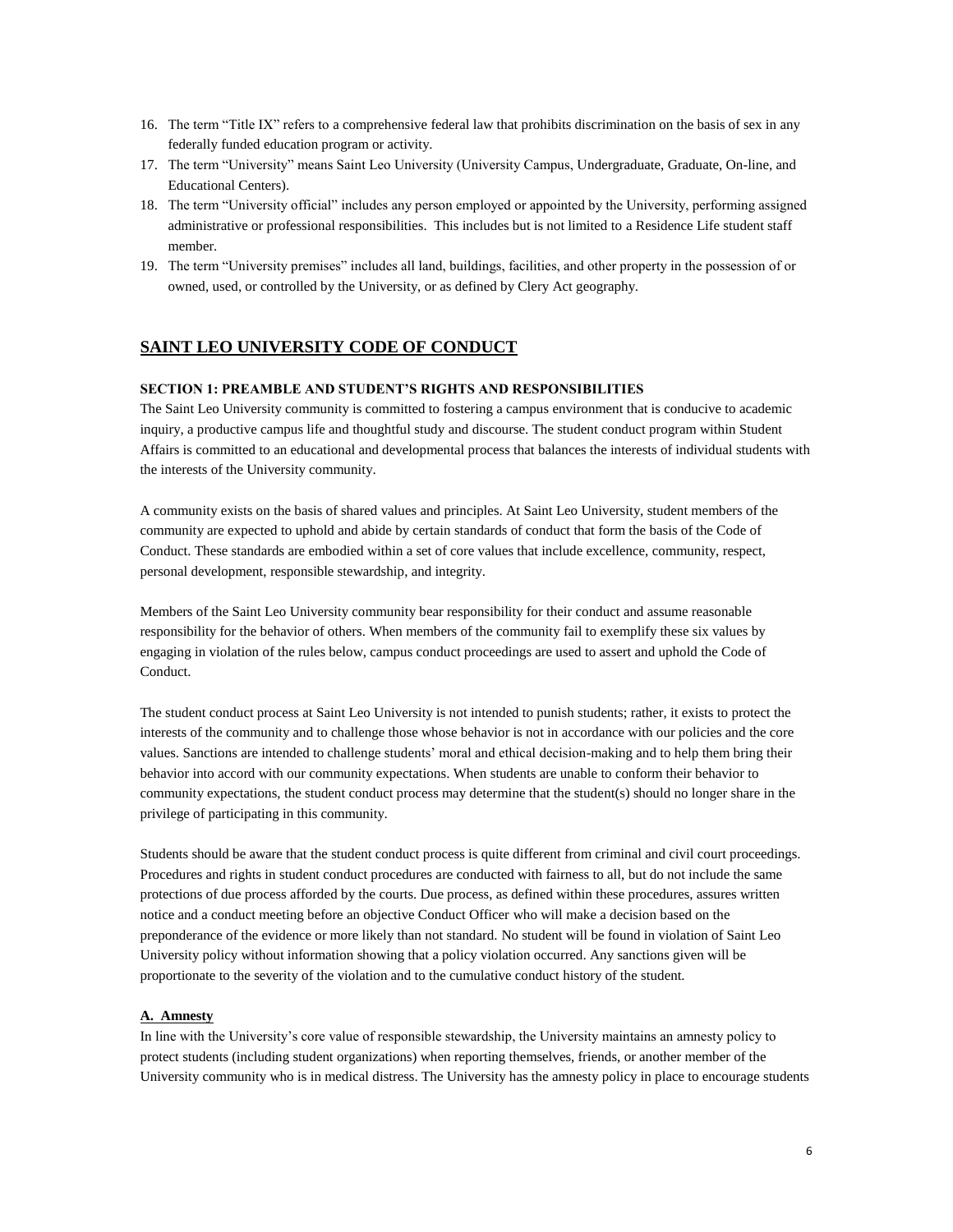16. The term "Title IX" refers to a comprehensive federal law that prohibits discrimination on the basis of sex in any federally funded education program or activity.
17. The term "University" means Saint Leo University (University Campus, Undergraduate, Graduate, On-line, and Educational Centers).
18. The term "University official" includes any person employed or appointed by the University, performing assigned administrative or professional responsibilities. This includes but is not limited to a Residence Life student staff member.
19. The term "University premises" includes all land, buildings, facilities, and other property in the possession of or owned, used, or controlled by the University, or as defined by Clery Act geography.

## SAINT LEO UNIVERSITY CODE OF CONDUCT

### SECTION 1: PREAMBLE AND STUDENT'S RIGHTS AND RESPONSIBILITIES

The Saint Leo University community is committed to fostering a campus environment that is conducive to academic inquiry, a productive campus life and thoughtful study and discourse. The student conduct program within Student Affairs is committed to an educational and developmental process that balances the interests of individual students with the interests of the University community.

A community exists on the basis of shared values and principles. At Saint Leo University, student members of the community are expected to uphold and abide by certain standards of conduct that form the basis of the Code of Conduct. These standards are embodied within a set of core values that include excellence, community, respect, personal development, responsible stewardship, and integrity.

Members of the Saint Leo University community bear responsibility for their conduct and assume reasonable responsibility for the behavior of others. When members of the community fail to exemplify these six values by engaging in violation of the rules below, campus conduct proceedings are used to assert and uphold the Code of Conduct.

The student conduct process at Saint Leo University is not intended to punish students; rather, it exists to protect the interests of the community and to challenge those whose behavior is not in accordance with our policies and the core values. Sanctions are intended to challenge students' moral and ethical decision-making and to help them bring their behavior into accord with our community expectations. When students are unable to conform their behavior to community expectations, the student conduct process may determine that the student(s) should no longer share in the privilege of participating in this community.

Students should be aware that the student conduct process is quite different from criminal and civil court proceedings. Procedures and rights in student conduct procedures are conducted with fairness to all, but do not include the same protections of due process afforded by the courts. Due process, as defined within these procedures, assures written notice and a conduct meeting before an objective Conduct Officer who will make a decision based on the preponderance of the evidence or more likely than not standard. No student will be found in violation of Saint Leo University policy without information showing that a policy violation occurred. Any sanctions given will be proportionate to the severity of the violation and to the cumulative conduct history of the student.

#### A. Amnesty

In line with the University's core value of responsible stewardship, the University maintains an amnesty policy to protect students (including student organizations) when reporting themselves, friends, or another member of the University community who is in medical distress. The University has the amnesty policy in place to encourage students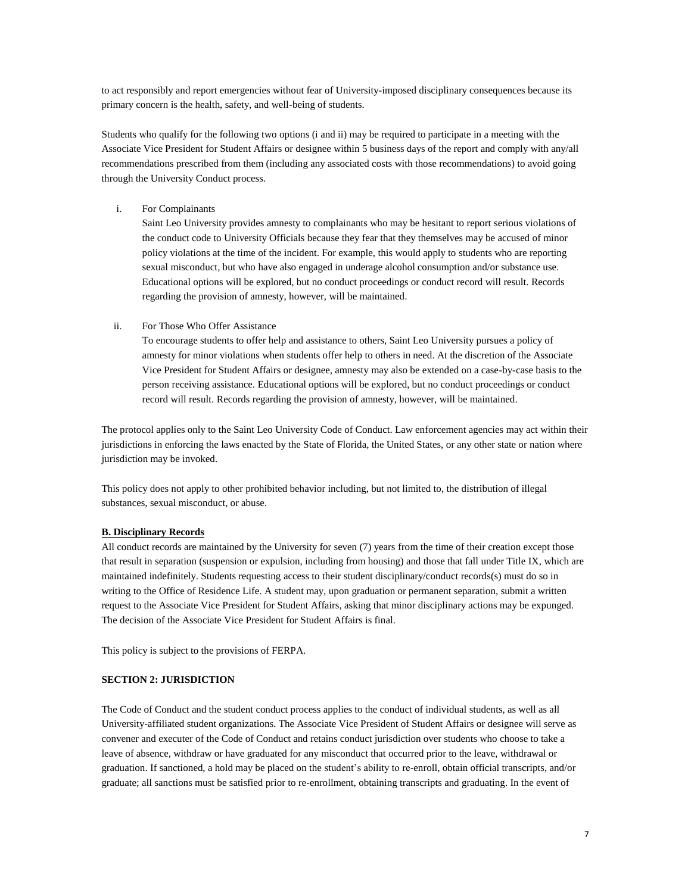to act responsibly and report emergencies without fear of University-imposed disciplinary consequences because its primary concern is the health, safety, and well-being of students.

Students who qualify for the following two options (i and ii) may be required to participate in a meeting with the Associate Vice President for Student Affairs or designee within 5 business days of the report and comply with any/all recommendations prescribed from them (including any associated costs with those recommendations) to avoid going through the University Conduct process.

i. For Complainants

   Saint Leo University provides amnesty to complainants who may be hesitant to report serious violations of the conduct code to University Officials because they fear that they themselves may be accused of minor policy violations at the time of the incident. For example, this would apply to students who are reporting sexual misconduct, but who have also engaged in underage alcohol consumption and/or substance use. Educational options will be explored, but no conduct proceedings or conduct record will result. Records regarding the provision of amnesty, however, will be maintained.

ii. For Those Who Offer Assistance

   To encourage students to offer help and assistance to others, Saint Leo University pursues a policy of amnesty for minor violations when students offer help to others in need. At the discretion of the Associate Vice President for Student Affairs or designee, amnesty may also be extended on a case-by-case basis to the person receiving assistance. Educational options will be explored, but no conduct proceedings or conduct record will result. Records regarding the provision of amnesty, however, will be maintained.

The protocol applies only to the Saint Leo University Code of Conduct. Law enforcement agencies may act within their jurisdictions in enforcing the laws enacted by the State of Florida, the United States, or any other state or nation where jurisdiction may be invoked.

This policy does not apply to other prohibited behavior including, but not limited to, the distribution of illegal substances, sexual misconduct, or abuse.

### B. Disciplinary Records

All conduct records are maintained by the University for seven (7) years from the time of their creation except those that result in separation (suspension or expulsion, including from housing) and those that fall under Title IX, which are maintained indefinitely. Students requesting access to their student disciplinary/conduct records(s) must do so in writing to the Office of Residence Life. A student may, upon graduation or permanent separation, submit a written request to the Associate Vice President for Student Affairs, asking that minor disciplinary actions may be expunged. The decision of the Associate Vice President for Student Affairs is final.

This policy is subject to the provisions of FERPA.

## SECTION 2: JURISDICTION

The Code of Conduct and the student conduct process applies to the conduct of individual students, as well as all University-affiliated student organizations. The Associate Vice President of Student Affairs or designee will serve as convener and executer of the Code of Conduct and retains conduct jurisdiction over students who choose to take a leave of absence, withdraw or have graduated for any misconduct that occurred prior to the leave, withdrawal or graduation. If sanctioned, a hold may be placed on the student's ability to re-enroll, obtain official transcripts, and/or graduate; all sanctions must be satisfied prior to re-enrollment, obtaining transcripts and graduating. In the event of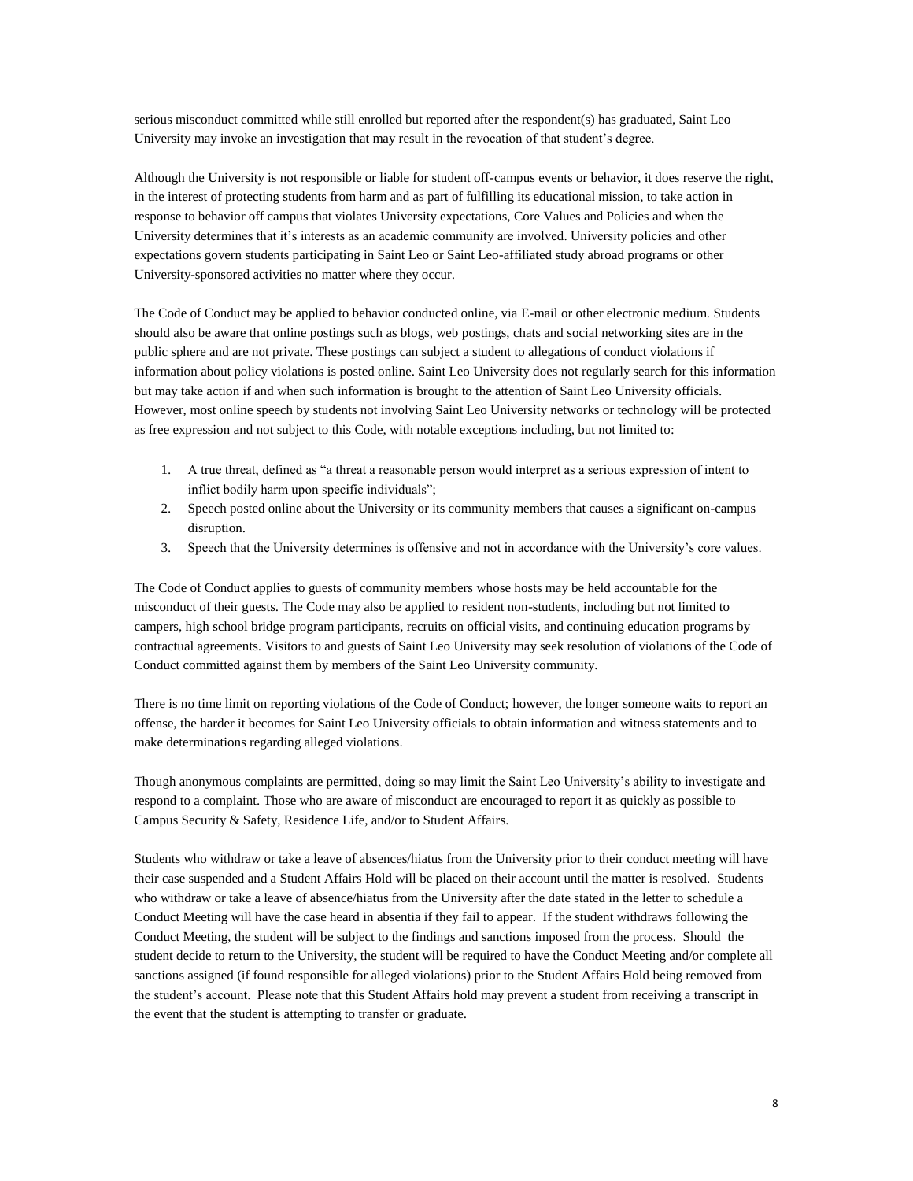serious misconduct committed while still enrolled but reported after the respondent(s) has graduated, Saint Leo University may invoke an investigation that may result in the revocation of that student's degree.

Although the University is not responsible or liable for student off-campus events or behavior, it does reserve the right, in the interest of protecting students from harm and as part of fulfilling its educational mission, to take action in response to behavior off campus that violates University expectations, Core Values and Policies and when the University determines that it's interests as an academic community are involved. University policies and other expectations govern students participating in Saint Leo or Saint Leo-affiliated study abroad programs or other University-sponsored activities no matter where they occur.

The Code of Conduct may be applied to behavior conducted online, via E-mail or other electronic medium. Students should also be aware that online postings such as blogs, web postings, chats and social networking sites are in the public sphere and are not private. These postings can subject a student to allegations of conduct violations if information about policy violations is posted online. Saint Leo University does not regularly search for this information but may take action if and when such information is brought to the attention of Saint Leo University officials. However, most online speech by students not involving Saint Leo University networks or technology will be protected as free expression and not subject to this Code, with notable exceptions including, but not limited to:

1. A true threat, defined as "a threat a reasonable person would interpret as a serious expression of intent to inflict bodily harm upon specific individuals";
2. Speech posted online about the University or its community members that causes a significant on-campus disruption.
3. Speech that the University determines is offensive and not in accordance with the University's core values.

The Code of Conduct applies to guests of community members whose hosts may be held accountable for the misconduct of their guests. The Code may also be applied to resident non-students, including but not limited to campers, high school bridge program participants, recruits on official visits, and continuing education programs by contractual agreements. Visitors to and guests of Saint Leo University may seek resolution of violations of the Code of Conduct committed against them by members of the Saint Leo University community.

There is no time limit on reporting violations of the Code of Conduct; however, the longer someone waits to report an offense, the harder it becomes for Saint Leo University officials to obtain information and witness statements and to make determinations regarding alleged violations.

Though anonymous complaints are permitted, doing so may limit the Saint Leo University's ability to investigate and respond to a complaint. Those who are aware of misconduct are encouraged to report it as quickly as possible to Campus Security & Safety, Residence Life, and/or to Student Affairs.

Students who withdraw or take a leave of absences/hiatus from the University prior to their conduct meeting will have their case suspended and a Student Affairs Hold will be placed on their account until the matter is resolved. Students who withdraw or take a leave of absence/hiatus from the University after the date stated in the letter to schedule a Conduct Meeting will have the case heard in absentia if they fail to appear. If the student withdraws following the Conduct Meeting, the student will be subject to the findings and sanctions imposed from the process. Should the student decide to return to the University, the student will be required to have the Conduct Meeting and/or complete all sanctions assigned (if found responsible for alleged violations) prior to the Student Affairs Hold being removed from the student's account. Please note that this Student Affairs hold may prevent a student from receiving a transcript in the event that the student is attempting to transfer or graduate.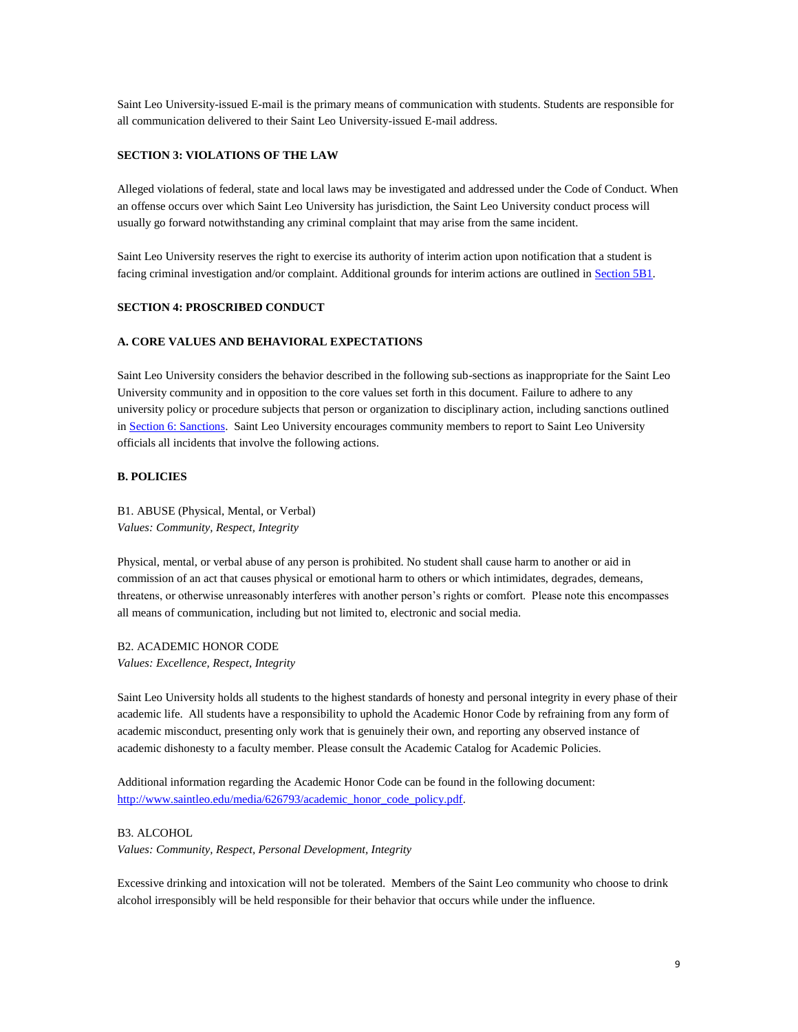Saint Leo University-issued E-mail is the primary means of communication with students. Students are responsible for all communication delivered to their Saint Leo University-issued E-mail address.

## SECTION 3: VIOLATIONS OF THE LAW

Alleged violations of federal, state and local laws may be investigated and addressed under the Code of Conduct. When an offense occurs over which Saint Leo University has jurisdiction, the Saint Leo University conduct process will usually go forward notwithstanding any criminal complaint that may arise from the same incident.

Saint Leo University reserves the right to exercise its authority of interim action upon notification that a student is facing criminal investigation and/or complaint. Additional grounds for interim actions are outlined in Section 5B1.

## SECTION 4: PROSCRIBED CONDUCT

### A. CORE VALUES AND BEHAVIORAL EXPECTATIONS

Saint Leo University considers the behavior described in the following sub-sections as inappropriate for the Saint Leo University community and in opposition to the core values set forth in this document. Failure to adhere to any university policy or procedure subjects that person or organization to disciplinary action, including sanctions outlined in Section 6: Sanctions. Saint Leo University encourages community members to report to Saint Leo University officials all incidents that involve the following actions.

### B. POLICIES

B1. ABUSE (Physical, Mental, or Verbal)
*Values: Community, Respect, Integrity*

Physical, mental, or verbal abuse of any person is prohibited. No student shall cause harm to another or aid in commission of an act that causes physical or emotional harm to others or which intimidates, degrades, demeans, threatens, or otherwise unreasonably interferes with another person's rights or comfort. Please note this encompasses all means of communication, including but not limited to, electronic and social media.

B2. ACADEMIC HONOR CODE
*Values: Excellence, Respect, Integrity*

Saint Leo University holds all students to the highest standards of honesty and personal integrity in every phase of their academic life. All students have a responsibility to uphold the Academic Honor Code by refraining from any form of academic misconduct, presenting only work that is genuinely their own, and reporting any observed instance of academic dishonesty to a faculty member. Please consult the Academic Catalog for Academic Policies.

Additional information regarding the Academic Honor Code can be found in the following document: http://www.saintleo.edu/media/626793/academic_honor_code_policy.pdf.

B3. ALCOHOL
*Values: Community, Respect, Personal Development, Integrity*

Excessive drinking and intoxication will not be tolerated. Members of the Saint Leo community who choose to drink alcohol irresponsibly will be held responsible for their behavior that occurs while under the influence.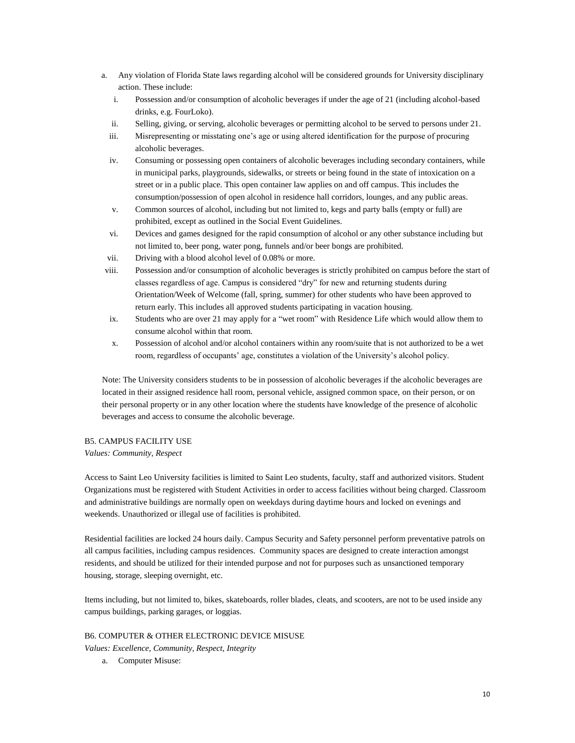a. Any violation of Florida State laws regarding alcohol will be considered grounds for University disciplinary action. These include:
   i. Possession and/or consumption of alcoholic beverages if under the age of 21 (including alcohol-based drinks, e.g. FourLoko).
   ii. Selling, giving, or serving, alcoholic beverages or permitting alcohol to be served to persons under 21.
   iii. Misrepresenting or misstating one's age or using altered identification for the purpose of procuring alcoholic beverages.
   iv. Consuming or possessing open containers of alcoholic beverages including secondary containers, while in municipal parks, playgrounds, sidewalks, or streets or being found in the state of intoxication on a street or in a public place. This open container law applies on and off campus. This includes the consumption/possession of open alcohol in residence hall corridors, lounges, and any public areas.
   v. Common sources of alcohol, including but not limited to, kegs and party balls (empty or full) are prohibited, except as outlined in the Social Event Guidelines.
   vi. Devices and games designed for the rapid consumption of alcohol or any other substance including but not limited to, beer pong, water pong, funnels and/or beer bongs are prohibited.
   vii. Driving with a blood alcohol level of 0.08% or more.
   viii. Possession and/or consumption of alcoholic beverages is strictly prohibited on campus before the start of classes regardless of age. Campus is considered "dry" for new and returning students during Orientation/Week of Welcome (fall, spring, summer) for other students who have been approved to return early. This includes all approved students participating in vacation housing.
   ix. Students who are over 21 may apply for a "wet room" with Residence Life which would allow them to consume alcohol within that room.
   x. Possession of alcohol and/or alcohol containers within any room/suite that is not authorized to be a wet room, regardless of occupants' age, constitutes a violation of the University's alcohol policy.

Note: The University considers students to be in possession of alcoholic beverages if the alcoholic beverages are located in their assigned residence hall room, personal vehicle, assigned common space, on their person, or on their personal property or in any other location where the students have knowledge of the presence of alcoholic beverages and access to consume the alcoholic beverage.

## B5. CAMPUS FACILITY USE

*Values: Community, Respect*

Access to Saint Leo University facilities is limited to Saint Leo students, faculty, staff and authorized visitors. Student Organizations must be registered with Student Activities in order to access facilities without being charged. Classroom and administrative buildings are normally open on weekdays during daytime hours and locked on evenings and weekends. Unauthorized or illegal use of facilities is prohibited.

Residential facilities are locked 24 hours daily. Campus Security and Safety personnel perform preventative patrols on all campus facilities, including campus residences. Community spaces are designed to create interaction amongst residents, and should be utilized for their intended purpose and not for purposes such as unsanctioned temporary housing, storage, sleeping overnight, etc.

Items including, but not limited to, bikes, skateboards, roller blades, cleats, and scooters, are not to be used inside any campus buildings, parking garages, or loggias.

## B6. COMPUTER & OTHER ELECTRONIC DEVICE MISUSE

*Values: Excellence, Community, Respect, Integrity*

a. Computer Misuse: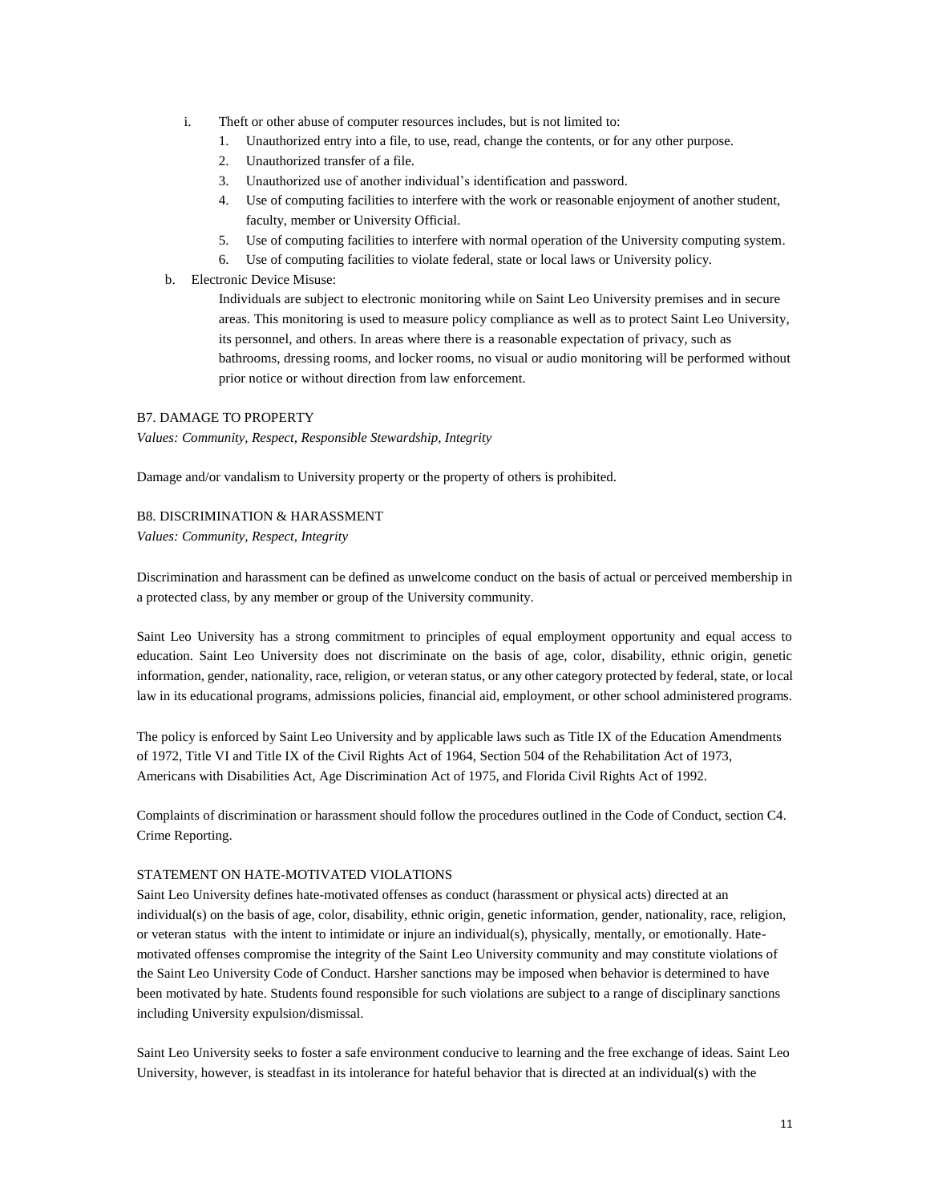i. Theft or other abuse of computer resources includes, but is not limited to:
   1. Unauthorized entry into a file, to use, read, change the contents, or for any other purpose.
   2. Unauthorized transfer of a file.
   3. Unauthorized use of another individual's identification and password.
   4. Use of computing facilities to interfere with the work or reasonable enjoyment of another student, faculty, member or University Official.
   5. Use of computing facilities to interfere with normal operation of the University computing system.
   6. Use of computing facilities to violate federal, state or local laws or University policy.

b. Electronic Device Misuse:

   Individuals are subject to electronic monitoring while on Saint Leo University premises and in secure areas. This monitoring is used to measure policy compliance as well as to protect Saint Leo University, its personnel, and others. In areas where there is a reasonable expectation of privacy, such as bathrooms, dressing rooms, and locker rooms, no visual or audio monitoring will be performed without prior notice or without direction from law enforcement.

B7. DAMAGE TO PROPERTY

*Values: Community, Respect, Responsible Stewardship, Integrity*

Damage and/or vandalism to University property or the property of others is prohibited.

B8. DISCRIMINATION & HARASSMENT

*Values: Community, Respect, Integrity*

Discrimination and harassment can be defined as unwelcome conduct on the basis of actual or perceived membership in a protected class, by any member or group of the University community.

Saint Leo University has a strong commitment to principles of equal employment opportunity and equal access to education. Saint Leo University does not discriminate on the basis of age, color, disability, ethnic origin, genetic information, gender, nationality, race, religion, or veteran status, or any other category protected by federal, state, or local law in its educational programs, admissions policies, financial aid, employment, or other school administered programs.

The policy is enforced by Saint Leo University and by applicable laws such as Title IX of the Education Amendments of 1972, Title VI and Title IX of the Civil Rights Act of 1964, Section 504 of the Rehabilitation Act of 1973, Americans with Disabilities Act, Age Discrimination Act of 1975, and Florida Civil Rights Act of 1992.

Complaints of discrimination or harassment should follow the procedures outlined in the Code of Conduct, section C4. Crime Reporting.

STATEMENT ON HATE-MOTIVATED VIOLATIONS

Saint Leo University defines hate-motivated offenses as conduct (harassment or physical acts) directed at an individual(s) on the basis of age, color, disability, ethnic origin, genetic information, gender, nationality, race, religion, or veteran status with the intent to intimidate or injure an individual(s), physically, mentally, or emotionally. Hate-motivated offenses compromise the integrity of the Saint Leo University community and may constitute violations of the Saint Leo University Code of Conduct. Harsher sanctions may be imposed when behavior is determined to have been motivated by hate. Students found responsible for such violations are subject to a range of disciplinary sanctions including University expulsion/dismissal.

Saint Leo University seeks to foster a safe environment conducive to learning and the free exchange of ideas. Saint Leo University, however, is steadfast in its intolerance for hateful behavior that is directed at an individual(s) with the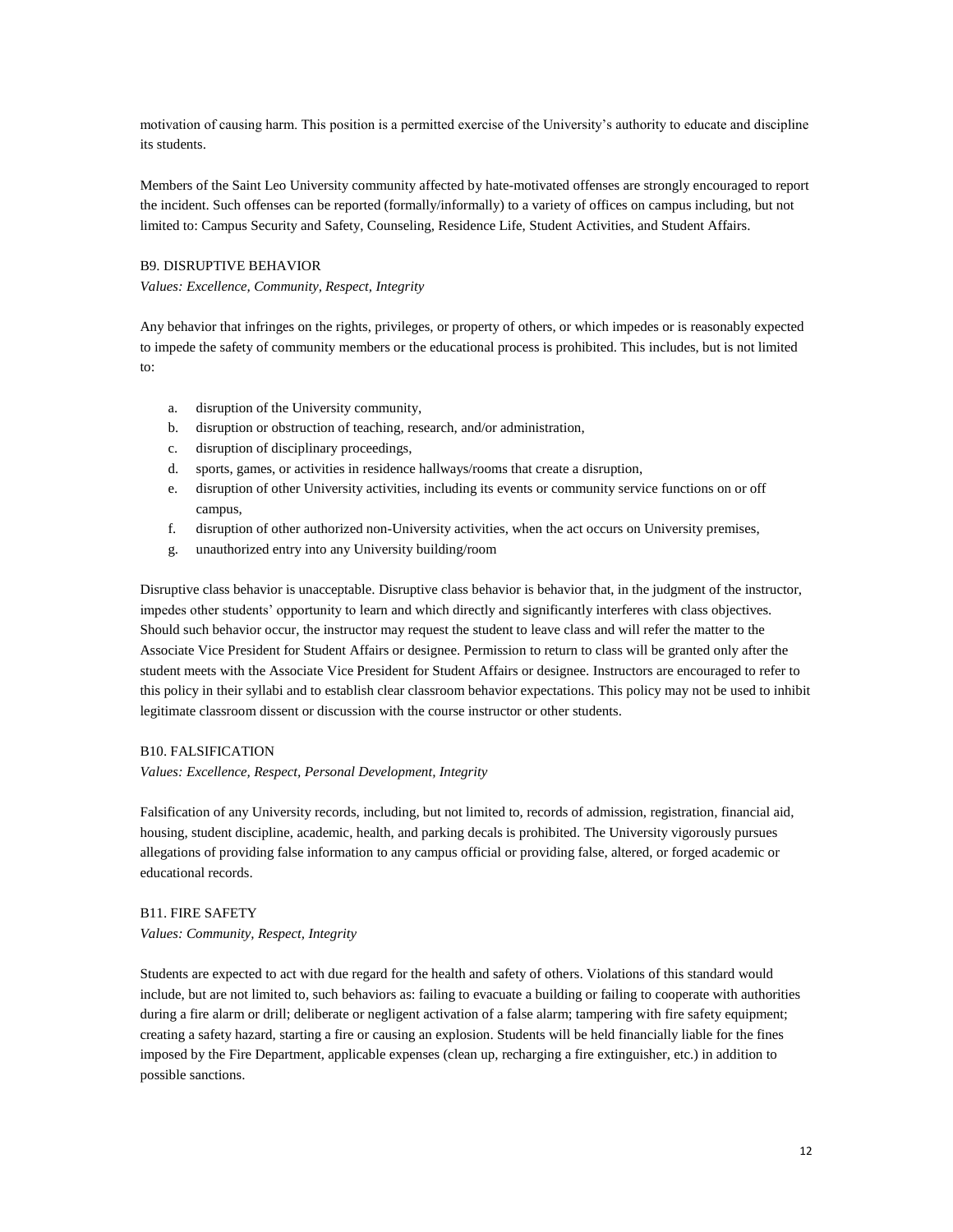motivation of causing harm. This position is a permitted exercise of the University's authority to educate and discipline its students.

Members of the Saint Leo University community affected by hate-motivated offenses are strongly encouraged to report the incident. Such offenses can be reported (formally/informally) to a variety of offices on campus including, but not limited to: Campus Security and Safety, Counseling, Residence Life, Student Activities, and Student Affairs.

### B9. DISRUPTIVE BEHAVIOR

*Values: Excellence, Community, Respect, Integrity*

Any behavior that infringes on the rights, privileges, or property of others, or which impedes or is reasonably expected to impede the safety of community members or the educational process is prohibited. This includes, but is not limited to:

a. disruption of the University community,
b. disruption or obstruction of teaching, research, and/or administration,
c. disruption of disciplinary proceedings,
d. sports, games, or activities in residence hallways/rooms that create a disruption,
e. disruption of other University activities, including its events or community service functions on or off campus,
f. disruption of other authorized non-University activities, when the act occurs on University premises,
g. unauthorized entry into any University building/room

Disruptive class behavior is unacceptable. Disruptive class behavior is behavior that, in the judgment of the instructor, impedes other students' opportunity to learn and which directly and significantly interferes with class objectives. Should such behavior occur, the instructor may request the student to leave class and will refer the matter to the Associate Vice President for Student Affairs or designee. Permission to return to class will be granted only after the student meets with the Associate Vice President for Student Affairs or designee. Instructors are encouraged to refer to this policy in their syllabi and to establish clear classroom behavior expectations. This policy may not be used to inhibit legitimate classroom dissent or discussion with the course instructor or other students.

### B10. FALSIFICATION

*Values: Excellence, Respect, Personal Development, Integrity*

Falsification of any University records, including, but not limited to, records of admission, registration, financial aid, housing, student discipline, academic, health, and parking decals is prohibited. The University vigorously pursues allegations of providing false information to any campus official or providing false, altered, or forged academic or educational records.

### B11. FIRE SAFETY

*Values: Community, Respect, Integrity*

Students are expected to act with due regard for the health and safety of others. Violations of this standard would include, but are not limited to, such behaviors as: failing to evacuate a building or failing to cooperate with authorities during a fire alarm or drill; deliberate or negligent activation of a false alarm; tampering with fire safety equipment; creating a safety hazard, starting a fire or causing an explosion. Students will be held financially liable for the fines imposed by the Fire Department, applicable expenses (clean up, recharging a fire extinguisher, etc.) in addition to possible sanctions.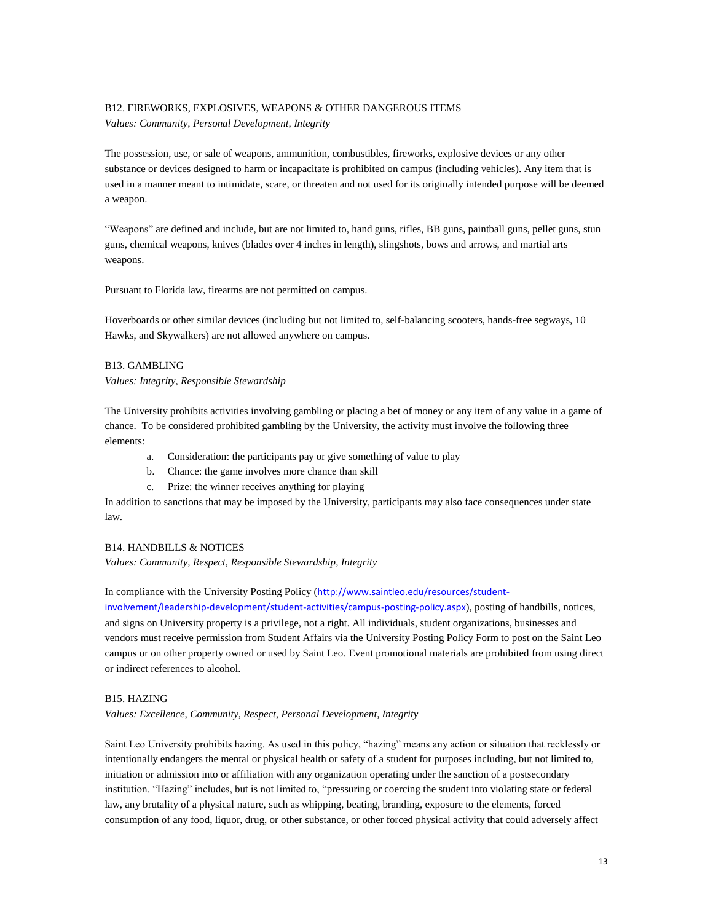### B12. FIREWORKS, EXPLOSIVES, WEAPONS & OTHER DANGEROUS ITEMS

*Values: Community, Personal Development, Integrity*

The possession, use, or sale of weapons, ammunition, combustibles, fireworks, explosive devices or any other substance or devices designed to harm or incapacitate is prohibited on campus (including vehicles). Any item that is used in a manner meant to intimidate, scare, or threaten and not used for its originally intended purpose will be deemed a weapon.

"Weapons" are defined and include, but are not limited to, hand guns, rifles, BB guns, paintball guns, pellet guns, stun guns, chemical weapons, knives (blades over 4 inches in length), slingshots, bows and arrows, and martial arts weapons.

Pursuant to Florida law, firearms are not permitted on campus.

Hoverboards or other similar devices (including but not limited to, self-balancing scooters, hands-free segways, 10 Hawks, and Skywalkers) are not allowed anywhere on campus.

### B13. GAMBLING

*Values: Integrity, Responsible Stewardship*

The University prohibits activities involving gambling or placing a bet of money or any item of any value in a game of chance. To be considered prohibited gambling by the University, the activity must involve the following three elements:

a. Consideration: the participants pay or give something of value to play
b. Chance: the game involves more chance than skill
c. Prize: the winner receives anything for playing

In addition to sanctions that may be imposed by the University, participants may also face consequences under state law.

### B14. HANDBILLS & NOTICES

*Values: Community, Respect, Responsible Stewardship, Integrity*

In compliance with the University Posting Policy (http://www.saintleo.edu/resources/student-involvement/leadership-development/student-activities/campus-posting-policy.aspx), posting of handbills, notices, and signs on University property is a privilege, not a right. All individuals, student organizations, businesses and vendors must receive permission from Student Affairs via the University Posting Policy Form to post on the Saint Leo campus or on other property owned or used by Saint Leo. Event promotional materials are prohibited from using direct or indirect references to alcohol.

### B15. HAZING

*Values: Excellence, Community, Respect, Personal Development, Integrity*

Saint Leo University prohibits hazing. As used in this policy, "hazing" means any action or situation that recklessly or intentionally endangers the mental or physical health or safety of a student for purposes including, but not limited to, initiation or admission into or affiliation with any organization operating under the sanction of a postsecondary institution. "Hazing" includes, but is not limited to, "pressuring or coercing the student into violating state or federal law, any brutality of a physical nature, such as whipping, beating, branding, exposure to the elements, forced consumption of any food, liquor, drug, or other substance, or other forced physical activity that could adversely affect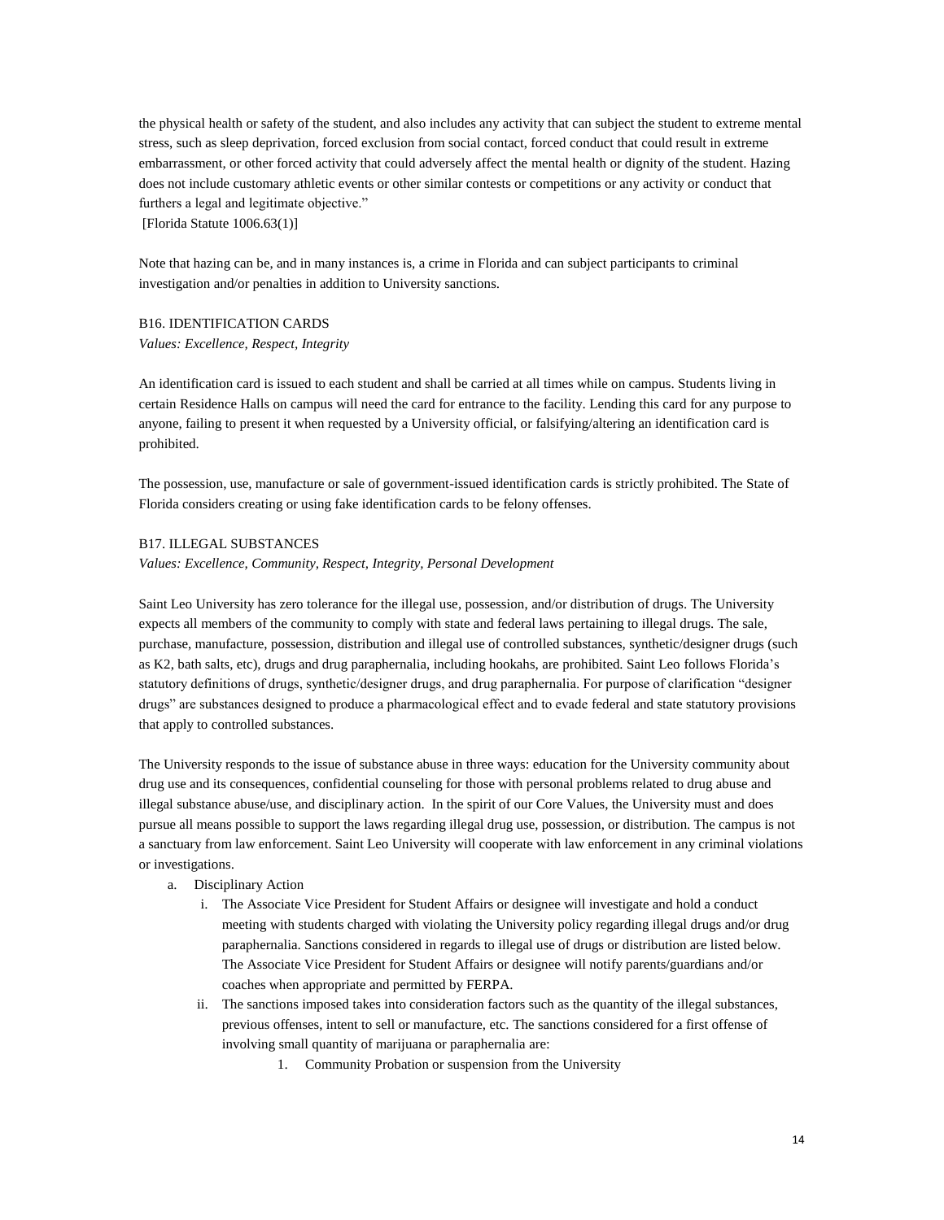the physical health or safety of the student, and also includes any activity that can subject the student to extreme mental stress, such as sleep deprivation, forced exclusion from social contact, forced conduct that could result in extreme embarrassment, or other forced activity that could adversely affect the mental health or dignity of the student. Hazing does not include customary athletic events or other similar contests or competitions or any activity or conduct that furthers a legal and legitimate objective."
[Florida Statute 1006.63(1)]

Note that hazing can be, and in many instances is, a crime in Florida and can subject participants to criminal investigation and/or penalties in addition to University sanctions.

B16. IDENTIFICATION CARDS
*Values: Excellence, Respect, Integrity*

An identification card is issued to each student and shall be carried at all times while on campus. Students living in certain Residence Halls on campus will need the card for entrance to the facility. Lending this card for any purpose to anyone, failing to present it when requested by a University official, or falsifying/altering an identification card is prohibited.

The possession, use, manufacture or sale of government-issued identification cards is strictly prohibited. The State of Florida considers creating or using fake identification cards to be felony offenses.

B17. ILLEGAL SUBSTANCES
*Values: Excellence, Community, Respect, Integrity, Personal Development*

Saint Leo University has zero tolerance for the illegal use, possession, and/or distribution of drugs. The University expects all members of the community to comply with state and federal laws pertaining to illegal drugs. The sale, purchase, manufacture, possession, distribution and illegal use of controlled substances, synthetic/designer drugs (such as K2, bath salts, etc), drugs and drug paraphernalia, including hookahs, are prohibited. Saint Leo follows Florida's statutory definitions of drugs, synthetic/designer drugs, and drug paraphernalia. For purpose of clarification "designer drugs" are substances designed to produce a pharmacological effect and to evade federal and state statutory provisions that apply to controlled substances.

The University responds to the issue of substance abuse in three ways: education for the University community about drug use and its consequences, confidential counseling for those with personal problems related to drug abuse and illegal substance abuse/use, and disciplinary action. In the spirit of our Core Values, the University must and does pursue all means possible to support the laws regarding illegal drug use, possession, or distribution. The campus is not a sanctuary from law enforcement. Saint Leo University will cooperate with law enforcement in any criminal violations or investigations.

a. Disciplinary Action
    i. The Associate Vice President for Student Affairs or designee will investigate and hold a conduct meeting with students charged with violating the University policy regarding illegal drugs and/or drug paraphernalia. Sanctions considered in regards to illegal use of drugs or distribution are listed below. The Associate Vice President for Student Affairs or designee will notify parents/guardians and/or coaches when appropriate and permitted by FERPA.
    ii. The sanctions imposed takes into consideration factors such as the quantity of the illegal substances, previous offenses, intent to sell or manufacture, etc. The sanctions considered for a first offense of involving small quantity of marijuana or paraphernalia are:
        1. Community Probation or suspension from the University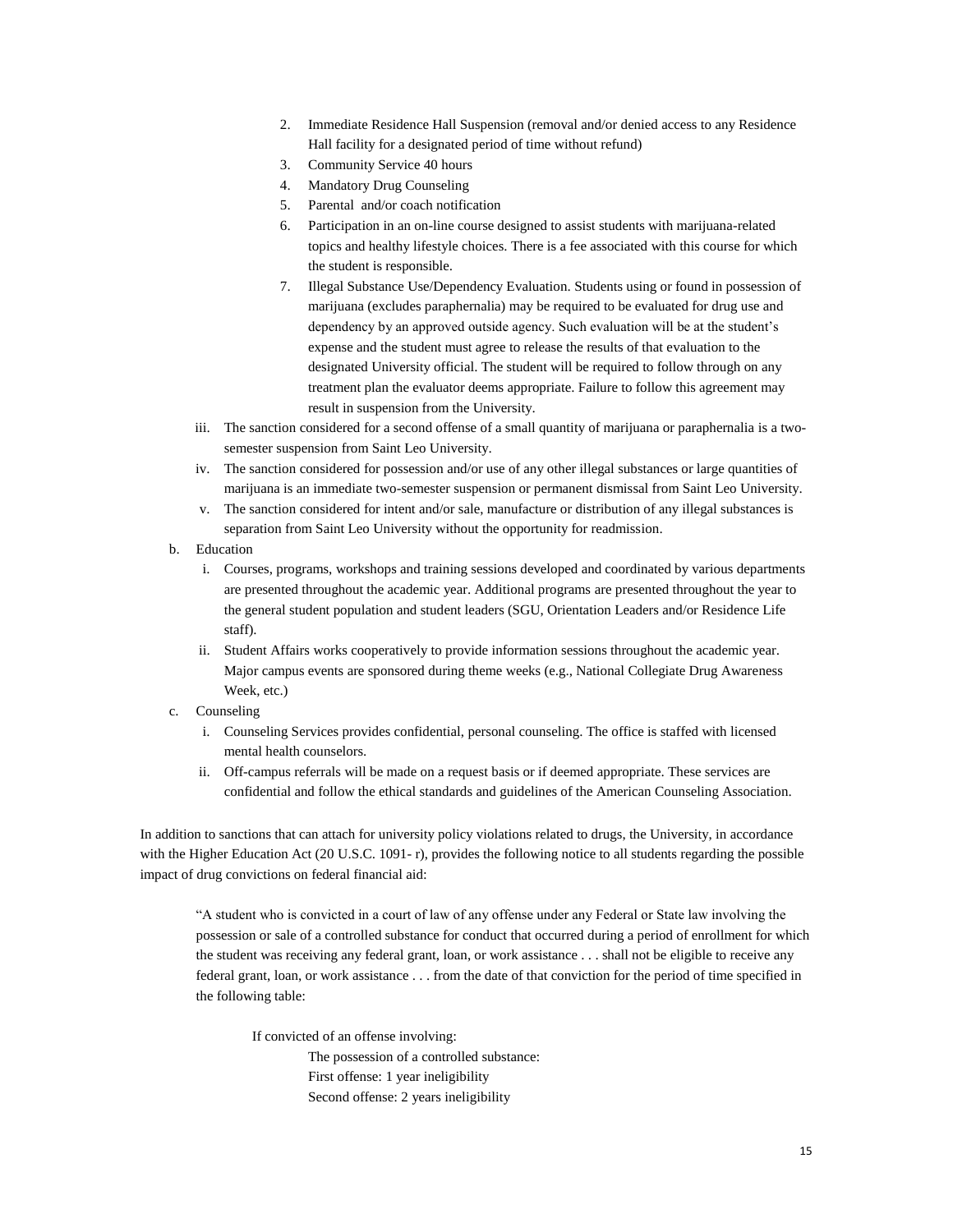2. Immediate Residence Hall Suspension (removal and/or denied access to any Residence Hall facility for a designated period of time without refund)
3. Community Service 40 hours
4. Mandatory Drug Counseling
5. Parental and/or coach notification
6. Participation in an on-line course designed to assist students with marijuana-related topics and healthy lifestyle choices. There is a fee associated with this course for which the student is responsible.
7. Illegal Substance Use/Dependency Evaluation. Students using or found in possession of marijuana (excludes paraphernalia) may be required to be evaluated for drug use and dependency by an approved outside agency. Such evaluation will be at the student's expense and the student must agree to release the results of that evaluation to the designated University official. The student will be required to follow through on any treatment plan the evaluator deems appropriate. Failure to follow this agreement may result in suspension from the University.

iii. The sanction considered for a second offense of a small quantity of marijuana or paraphernalia is a two-semester suspension from Saint Leo University.

iv. The sanction considered for possession and/or use of any other illegal substances or large quantities of marijuana is an immediate two-semester suspension or permanent dismissal from Saint Leo University.

v. The sanction considered for intent and/or sale, manufacture or distribution of any illegal substances is separation from Saint Leo University without the opportunity for readmission.

b. Education

i. Courses, programs, workshops and training sessions developed and coordinated by various departments are presented throughout the academic year. Additional programs are presented throughout the year to the general student population and student leaders (SGU, Orientation Leaders and/or Residence Life staff).

ii. Student Affairs works cooperatively to provide information sessions throughout the academic year. Major campus events are sponsored during theme weeks (e.g., National Collegiate Drug Awareness Week, etc.)

c. Counseling

i. Counseling Services provides confidential, personal counseling. The office is staffed with licensed mental health counselors.

ii. Off-campus referrals will be made on a request basis or if deemed appropriate. These services are confidential and follow the ethical standards and guidelines of the American Counseling Association.

In addition to sanctions that can attach for university policy violations related to drugs, the University, in accordance with the Higher Education Act (20 U.S.C. 1091- r), provides the following notice to all students regarding the possible impact of drug convictions on federal financial aid:

> "A student who is convicted in a court of law of any offense under any Federal or State law involving the possession or sale of a controlled substance for conduct that occurred during a period of enrollment for which the student was receiving any federal grant, loan, or work assistance . . . shall not be eligible to receive any federal grant, loan, or work assistance . . . from the date of that conviction for the period of time specified in the following table:
>
> If convicted of an offense involving:
>
> The possession of a controlled substance:
> First offense: 1 year ineligibility
> Second offense: 2 years ineligibility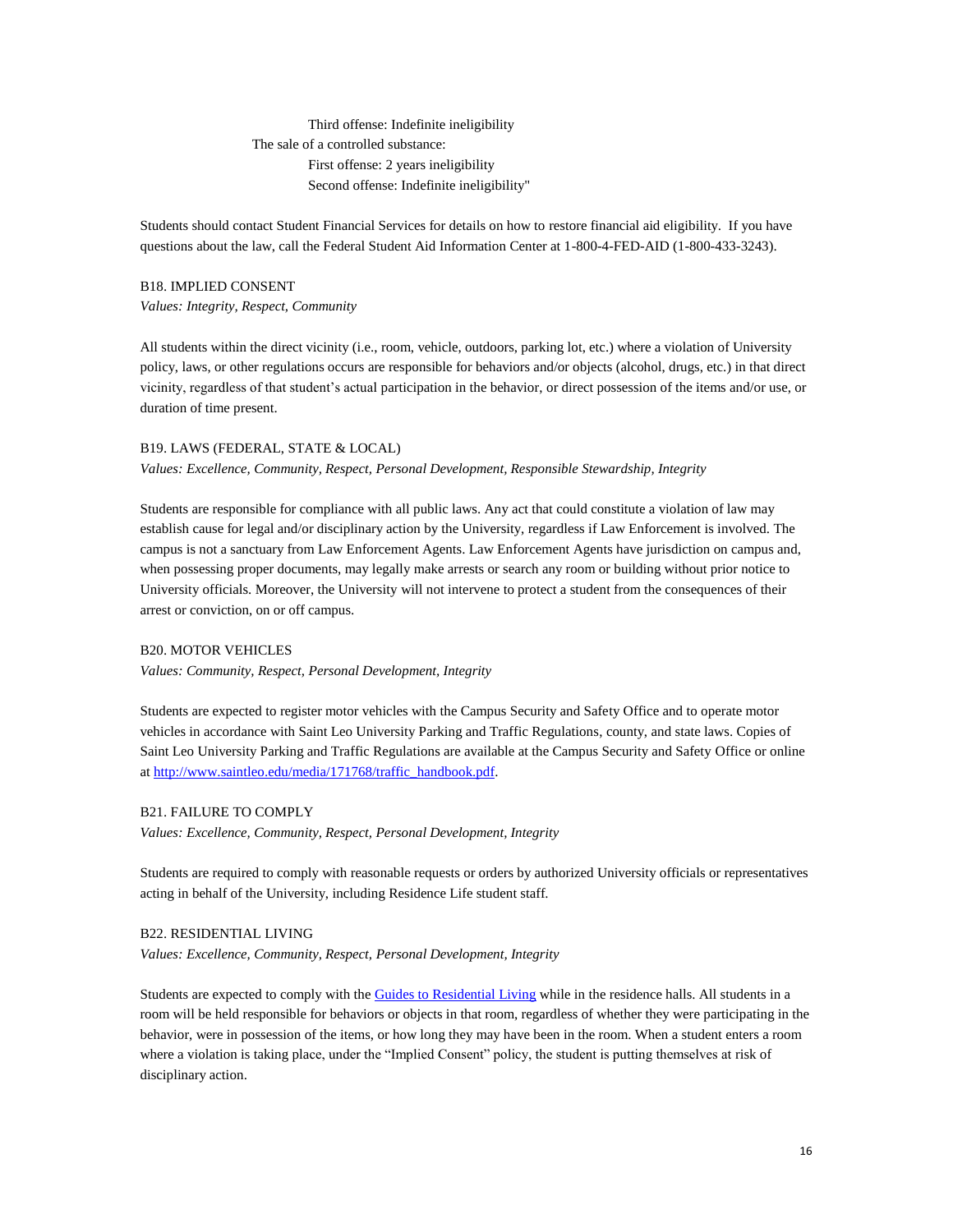Third offense: Indefinite ineligibility

The sale of a controlled substance:

First offense: 2 years ineligibility

Second offense: Indefinite ineligibility"

Students should contact Student Financial Services for details on how to restore financial aid eligibility. If you have questions about the law, call the Federal Student Aid Information Center at 1-800-4-FED-AID (1-800-433-3243).

B18. IMPLIED CONSENT

*Values: Integrity, Respect, Community*

All students within the direct vicinity (i.e., room, vehicle, outdoors, parking lot, etc.) where a violation of University policy, laws, or other regulations occurs are responsible for behaviors and/or objects (alcohol, drugs, etc.) in that direct vicinity, regardless of that student's actual participation in the behavior, or direct possession of the items and/or use, or duration of time present.

B19. LAWS (FEDERAL, STATE & LOCAL)

*Values: Excellence, Community, Respect, Personal Development, Responsible Stewardship, Integrity*

Students are responsible for compliance with all public laws. Any act that could constitute a violation of law may establish cause for legal and/or disciplinary action by the University, regardless if Law Enforcement is involved. The campus is not a sanctuary from Law Enforcement Agents. Law Enforcement Agents have jurisdiction on campus and, when possessing proper documents, may legally make arrests or search any room or building without prior notice to University officials. Moreover, the University will not intervene to protect a student from the consequences of their arrest or conviction, on or off campus.

B20. MOTOR VEHICLES

*Values: Community, Respect, Personal Development, Integrity*

Students are expected to register motor vehicles with the Campus Security and Safety Office and to operate motor vehicles in accordance with Saint Leo University Parking and Traffic Regulations, county, and state laws. Copies of Saint Leo University Parking and Traffic Regulations are available at the Campus Security and Safety Office or online at [http://www.saintleo.edu/media/171768/traffic_handbook.pdf](http://www.saintleo.edu/media/171768/traffic_handbook.pdf).

B21. FAILURE TO COMPLY

*Values: Excellence, Community, Respect, Personal Development, Integrity*

Students are required to comply with reasonable requests or orders by authorized University officials or representatives acting in behalf of the University, including Residence Life student staff.

B22. RESIDENTIAL LIVING

*Values: Excellence, Community, Respect, Personal Development, Integrity*

Students are expected to comply with the Guides to Residential Living while in the residence halls. All students in a room will be held responsible for behaviors or objects in that room, regardless of whether they were participating in the behavior, were in possession of the items, or how long they may have been in the room. When a student enters a room where a violation is taking place, under the "Implied Consent" policy, the student is putting themselves at risk of disciplinary action.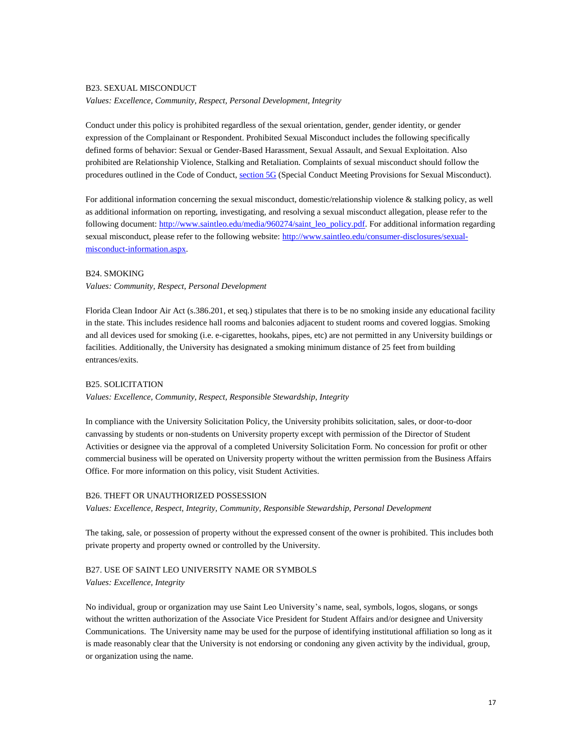### B23. SEXUAL MISCONDUCT

*Values: Excellence, Community, Respect, Personal Development, Integrity*

Conduct under this policy is prohibited regardless of the sexual orientation, gender, gender identity, or gender expression of the Complainant or Respondent. Prohibited Sexual Misconduct includes the following specifically defined forms of behavior: Sexual or Gender-Based Harassment, Sexual Assault, and Sexual Exploitation. Also prohibited are Relationship Violence, Stalking and Retaliation. Complaints of sexual misconduct should follow the procedures outlined in the Code of Conduct, section 5G (Special Conduct Meeting Provisions for Sexual Misconduct).

For additional information concerning the sexual misconduct, domestic/relationship violence & stalking policy, as well as additional information on reporting, investigating, and resolving a sexual misconduct allegation, please refer to the following document: http://www.saintleo.edu/media/960274/saint_leo_policy.pdf. For additional information regarding sexual misconduct, please refer to the following website: http://www.saintleo.edu/consumer-disclosures/sexual-misconduct-information.aspx.

### B24. SMOKING

*Values: Community, Respect, Personal Development*

Florida Clean Indoor Air Act (s.386.201, et seq.) stipulates that there is to be no smoking inside any educational facility in the state. This includes residence hall rooms and balconies adjacent to student rooms and covered loggias. Smoking and all devices used for smoking (i.e. e-cigarettes, hookahs, pipes, etc) are not permitted in any University buildings or facilities. Additionally, the University has designated a smoking minimum distance of 25 feet from building entrances/exits.

### B25. SOLICITATION

*Values: Excellence, Community, Respect, Responsible Stewardship, Integrity*

In compliance with the University Solicitation Policy, the University prohibits solicitation, sales, or door-to-door canvassing by students or non-students on University property except with permission of the Director of Student Activities or designee via the approval of a completed University Solicitation Form. No concession for profit or other commercial business will be operated on University property without the written permission from the Business Affairs Office. For more information on this policy, visit Student Activities.

### B26. THEFT OR UNAUTHORIZED POSSESSION

*Values: Excellence, Respect, Integrity, Community, Responsible Stewardship, Personal Development*

The taking, sale, or possession of property without the expressed consent of the owner is prohibited. This includes both private property and property owned or controlled by the University.

### B27. USE OF SAINT LEO UNIVERSITY NAME OR SYMBOLS

*Values: Excellence, Integrity*

No individual, group or organization may use Saint Leo University's name, seal, symbols, logos, slogans, or songs without the written authorization of the Associate Vice President for Student Affairs and/or designee and University Communications. The University name may be used for the purpose of identifying institutional affiliation so long as it is made reasonably clear that the University is not endorsing or condoning any given activity by the individual, group, or organization using the name.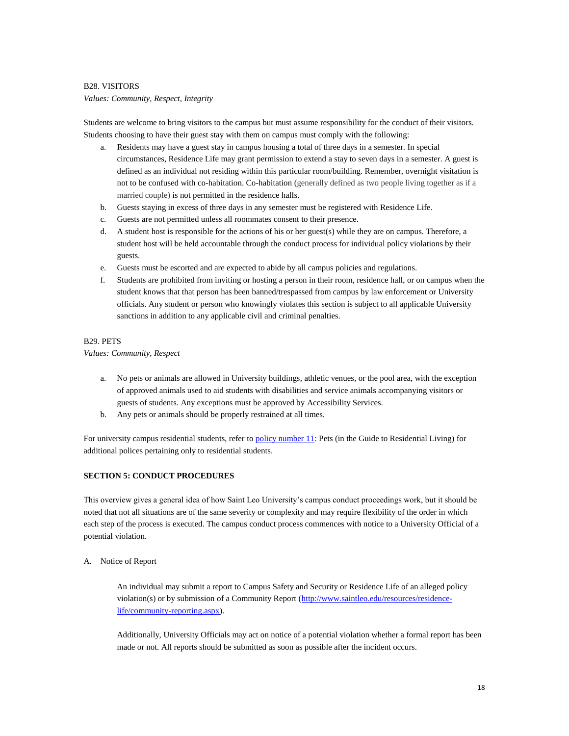B28. VISITORS

*Values: Community, Respect, Integrity*

Students are welcome to bring visitors to the campus but must assume responsibility for the conduct of their visitors. Students choosing to have their guest stay with them on campus must comply with the following:

a. Residents may have a guest stay in campus housing a total of three days in a semester. In special circumstances, Residence Life may grant permission to extend a stay to seven days in a semester. A guest is defined as an individual not residing within this particular room/building. Remember, overnight visitation is not to be confused with co-habitation. Co-habitation (generally defined as two people living together as if a married couple) is not permitted in the residence halls.
b. Guests staying in excess of three days in any semester must be registered with Residence Life.
c. Guests are not permitted unless all roommates consent to their presence.
d. A student host is responsible for the actions of his or her guest(s) while they are on campus. Therefore, a student host will be held accountable through the conduct process for individual policy violations by their guests.
e. Guests must be escorted and are expected to abide by all campus policies and regulations.
f. Students are prohibited from inviting or hosting a person in their room, residence hall, or on campus when the student knows that that person has been banned/trespassed from campus by law enforcement or University officials. Any student or person who knowingly violates this section is subject to all applicable University sanctions in addition to any applicable civil and criminal penalties.

B29. PETS

*Values: Community, Respect*

a. No pets or animals are allowed in University buildings, athletic venues, or the pool area, with the exception of approved animals used to aid students with disabilities and service animals accompanying visitors or guests of students. Any exceptions must be approved by Accessibility Services.
b. Any pets or animals should be properly restrained at all times.

For university campus residential students, refer to [policy number 11](policy number 11): Pets (in the Guide to Residential Living) for additional polices pertaining only to residential students.

**SECTION 5: CONDUCT PROCEDURES**

This overview gives a general idea of how Saint Leo University's campus conduct proceedings work, but it should be noted that not all situations are of the same severity or complexity and may require flexibility of the order in which each step of the process is executed. The campus conduct process commences with notice to a University Official of a potential violation.

A. Notice of Report

An individual may submit a report to Campus Safety and Security or Residence Life of an alleged policy violation(s) or by submission of a Community Report ([http://www.saintleo.edu/resources/residence-life/community-reporting.aspx](http://www.saintleo.edu/resources/residence-life/community-reporting.aspx)).

Additionally, University Officials may act on notice of a potential violation whether a formal report has been made or not. All reports should be submitted as soon as possible after the incident occurs.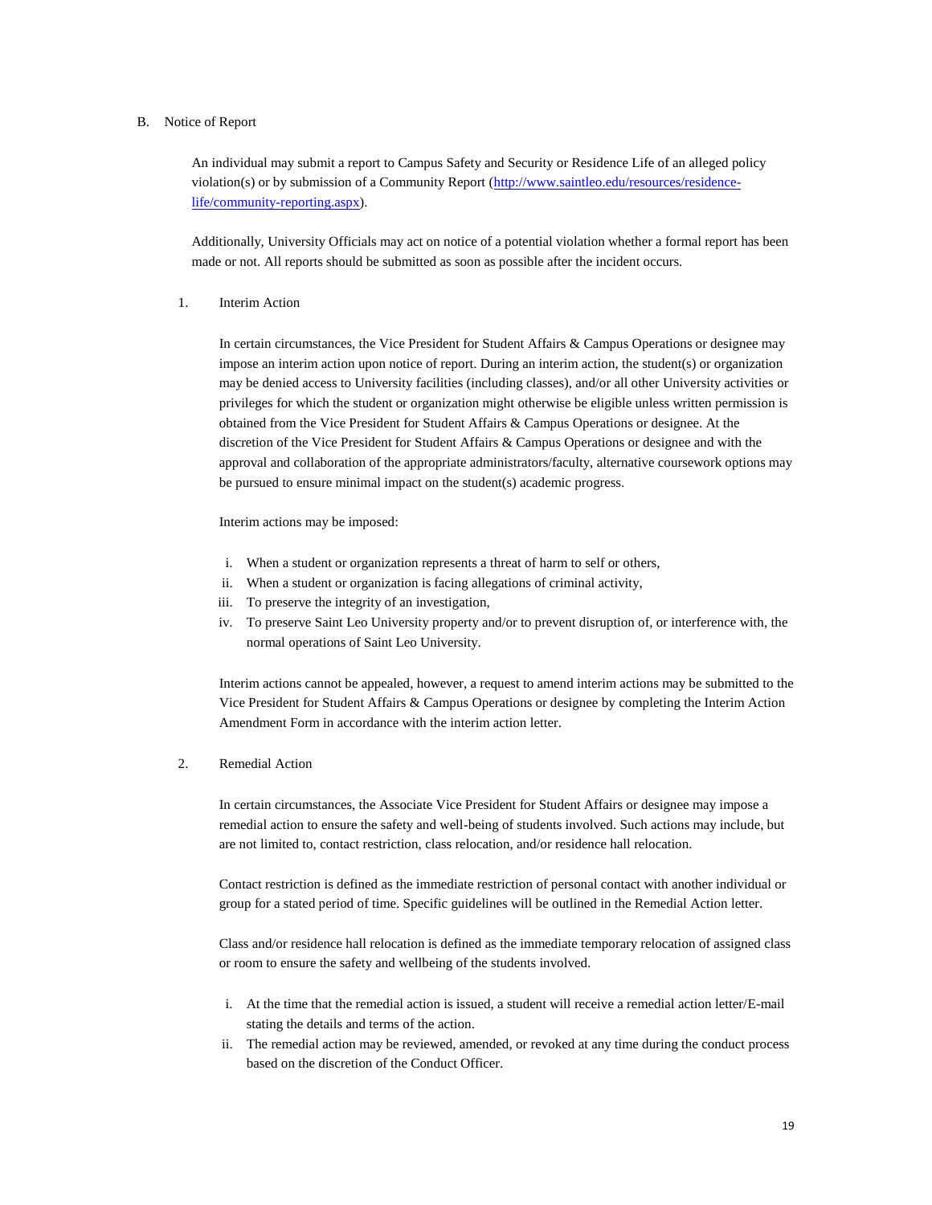B. Notice of Report

An individual may submit a report to Campus Safety and Security or Residence Life of an alleged policy violation(s) or by submission of a Community Report (http://www.saintleo.edu/resources/residence-life/community-reporting.aspx).

Additionally, University Officials may act on notice of a potential violation whether a formal report has been made or not. All reports should be submitted as soon as possible after the incident occurs.

1. Interim Action

In certain circumstances, the Vice President for Student Affairs & Campus Operations or designee may impose an interim action upon notice of report. During an interim action, the student(s) or organization may be denied access to University facilities (including classes), and/or all other University activities or privileges for which the student or organization might otherwise be eligible unless written permission is obtained from the Vice President for Student Affairs & Campus Operations or designee. At the discretion of the Vice President for Student Affairs & Campus Operations or designee and with the approval and collaboration of the appropriate administrators/faculty, alternative coursework options may be pursued to ensure minimal impact on the student(s) academic progress.

Interim actions may be imposed:

i. When a student or organization represents a threat of harm to self or others,
ii. When a student or organization is facing allegations of criminal activity,
iii. To preserve the integrity of an investigation,
iv. To preserve Saint Leo University property and/or to prevent disruption of, or interference with, the normal operations of Saint Leo University.

Interim actions cannot be appealed, however, a request to amend interim actions may be submitted to the Vice President for Student Affairs & Campus Operations or designee by completing the Interim Action Amendment Form in accordance with the interim action letter.

2. Remedial Action

In certain circumstances, the Associate Vice President for Student Affairs or designee may impose a remedial action to ensure the safety and well-being of students involved. Such actions may include, but are not limited to, contact restriction, class relocation, and/or residence hall relocation.

Contact restriction is defined as the immediate restriction of personal contact with another individual or group for a stated period of time. Specific guidelines will be outlined in the Remedial Action letter.

Class and/or residence hall relocation is defined as the immediate temporary relocation of assigned class or room to ensure the safety and wellbeing of the students involved.

i. At the time that the remedial action is issued, a student will receive a remedial action letter/E-mail stating the details and terms of the action.
ii. The remedial action may be reviewed, amended, or revoked at any time during the conduct process based on the discretion of the Conduct Officer.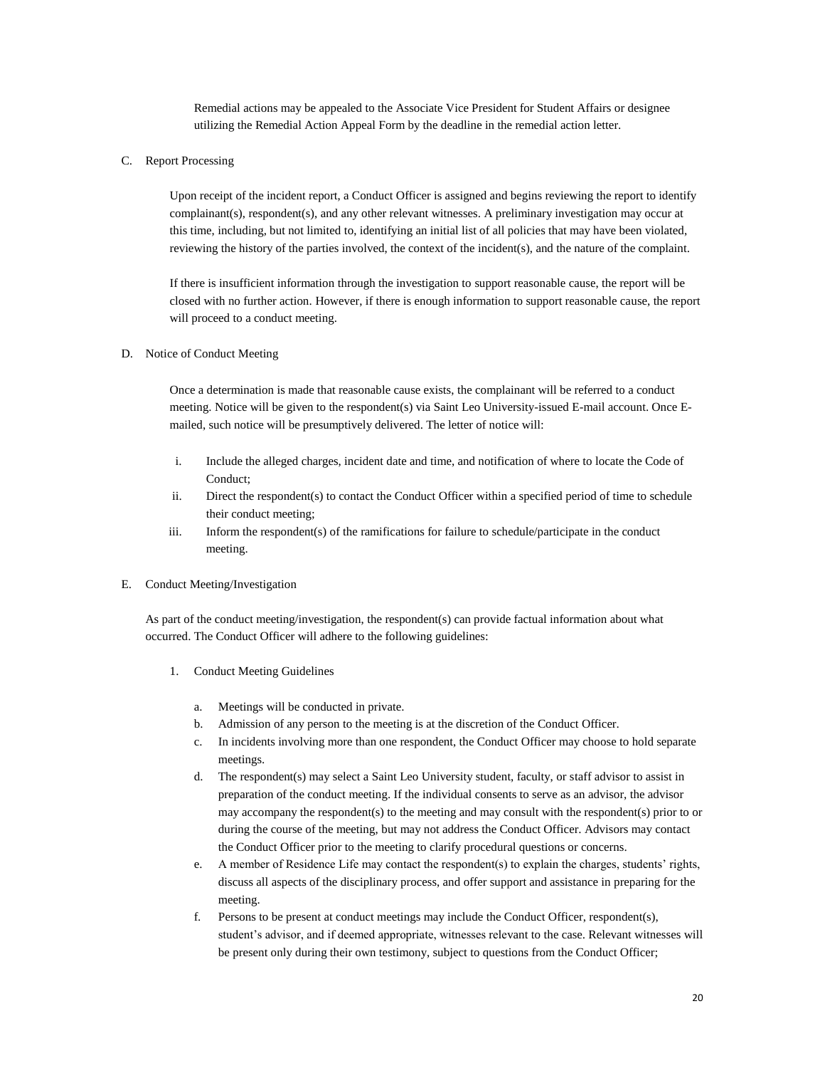Remedial actions may be appealed to the Associate Vice President for Student Affairs or designee utilizing the Remedial Action Appeal Form by the deadline in the remedial action letter.

C. Report Processing

Upon receipt of the incident report, a Conduct Officer is assigned and begins reviewing the report to identify complainant(s), respondent(s), and any other relevant witnesses. A preliminary investigation may occur at this time, including, but not limited to, identifying an initial list of all policies that may have been violated, reviewing the history of the parties involved, the context of the incident(s), and the nature of the complaint.

If there is insufficient information through the investigation to support reasonable cause, the report will be closed with no further action. However, if there is enough information to support reasonable cause, the report will proceed to a conduct meeting.

D. Notice of Conduct Meeting

Once a determination is made that reasonable cause exists, the complainant will be referred to a conduct meeting. Notice will be given to the respondent(s) via Saint Leo University-issued E-mail account. Once E-mailed, such notice will be presumptively delivered. The letter of notice will:

i. Include the alleged charges, incident date and time, and notification of where to locate the Code of Conduct;
ii. Direct the respondent(s) to contact the Conduct Officer within a specified period of time to schedule their conduct meeting;
iii. Inform the respondent(s) of the ramifications for failure to schedule/participate in the conduct meeting.

E. Conduct Meeting/Investigation

As part of the conduct meeting/investigation, the respondent(s) can provide factual information about what occurred. The Conduct Officer will adhere to the following guidelines:

1. Conduct Meeting Guidelines

   a. Meetings will be conducted in private.
   b. Admission of any person to the meeting is at the discretion of the Conduct Officer.
   c. In incidents involving more than one respondent, the Conduct Officer may choose to hold separate meetings.
   d. The respondent(s) may select a Saint Leo University student, faculty, or staff advisor to assist in preparation of the conduct meeting. If the individual consents to serve as an advisor, the advisor may accompany the respondent(s) to the meeting and may consult with the respondent(s) prior to or during the course of the meeting, but may not address the Conduct Officer. Advisors may contact the Conduct Officer prior to the meeting to clarify procedural questions or concerns.
   e. A member of Residence Life may contact the respondent(s) to explain the charges, students' rights, discuss all aspects of the disciplinary process, and offer support and assistance in preparing for the meeting.
   f. Persons to be present at conduct meetings may include the Conduct Officer, respondent(s), student's advisor, and if deemed appropriate, witnesses relevant to the case. Relevant witnesses will be present only during their own testimony, subject to questions from the Conduct Officer;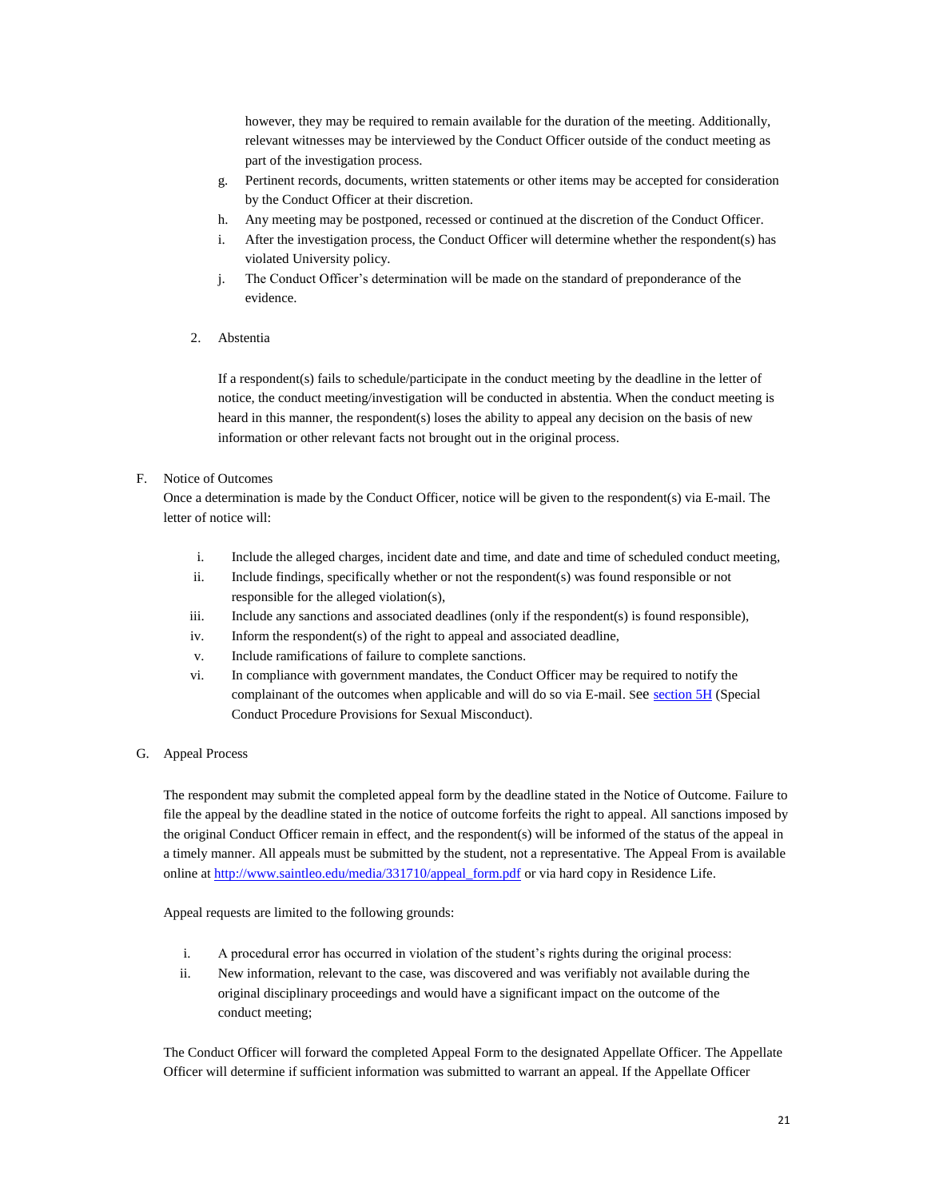however, they may be required to remain available for the duration of the meeting. Additionally, relevant witnesses may be interviewed by the Conduct Officer outside of the conduct meeting as part of the investigation process.

g. Pertinent records, documents, written statements or other items may be accepted for consideration by the Conduct Officer at their discretion.

h. Any meeting may be postponed, recessed or continued at the discretion of the Conduct Officer.

i. After the investigation process, the Conduct Officer will determine whether the respondent(s) has violated University policy.

j. The Conduct Officer's determination will be made on the standard of preponderance of the evidence.

2. Abstentia

If a respondent(s) fails to schedule/participate in the conduct meeting by the deadline in the letter of notice, the conduct meeting/investigation will be conducted in abstentia. When the conduct meeting is heard in this manner, the respondent(s) loses the ability to appeal any decision on the basis of new information or other relevant facts not brought out in the original process.

F. Notice of Outcomes

Once a determination is made by the Conduct Officer, notice will be given to the respondent(s) via E-mail. The letter of notice will:

i. Include the alleged charges, incident date and time, and date and time of scheduled conduct meeting,
ii. Include findings, specifically whether or not the respondent(s) was found responsible or not responsible for the alleged violation(s),
iii. Include any sanctions and associated deadlines (only if the respondent(s) is found responsible),
iv. Inform the respondent(s) of the right to appeal and associated deadline,
v. Include ramifications of failure to complete sanctions.
vi. In compliance with government mandates, the Conduct Officer may be required to notify the complainant of the outcomes when applicable and will do so via E-mail. See section 5H (Special Conduct Procedure Provisions for Sexual Misconduct).

G. Appeal Process

The respondent may submit the completed appeal form by the deadline stated in the Notice of Outcome. Failure to file the appeal by the deadline stated in the notice of outcome forfeits the right to appeal. All sanctions imposed by the original Conduct Officer remain in effect, and the respondent(s) will be informed of the status of the appeal in a timely manner. All appeals must be submitted by the student, not a representative. The Appeal From is available online at http://www.saintleo.edu/media/331710/appeal_form.pdf or via hard copy in Residence Life.

Appeal requests are limited to the following grounds:

i. A procedural error has occurred in violation of the student's rights during the original process:
ii. New information, relevant to the case, was discovered and was verifiably not available during the original disciplinary proceedings and would have a significant impact on the outcome of the conduct meeting;

The Conduct Officer will forward the completed Appeal Form to the designated Appellate Officer. The Appellate Officer will determine if sufficient information was submitted to warrant an appeal. If the Appellate Officer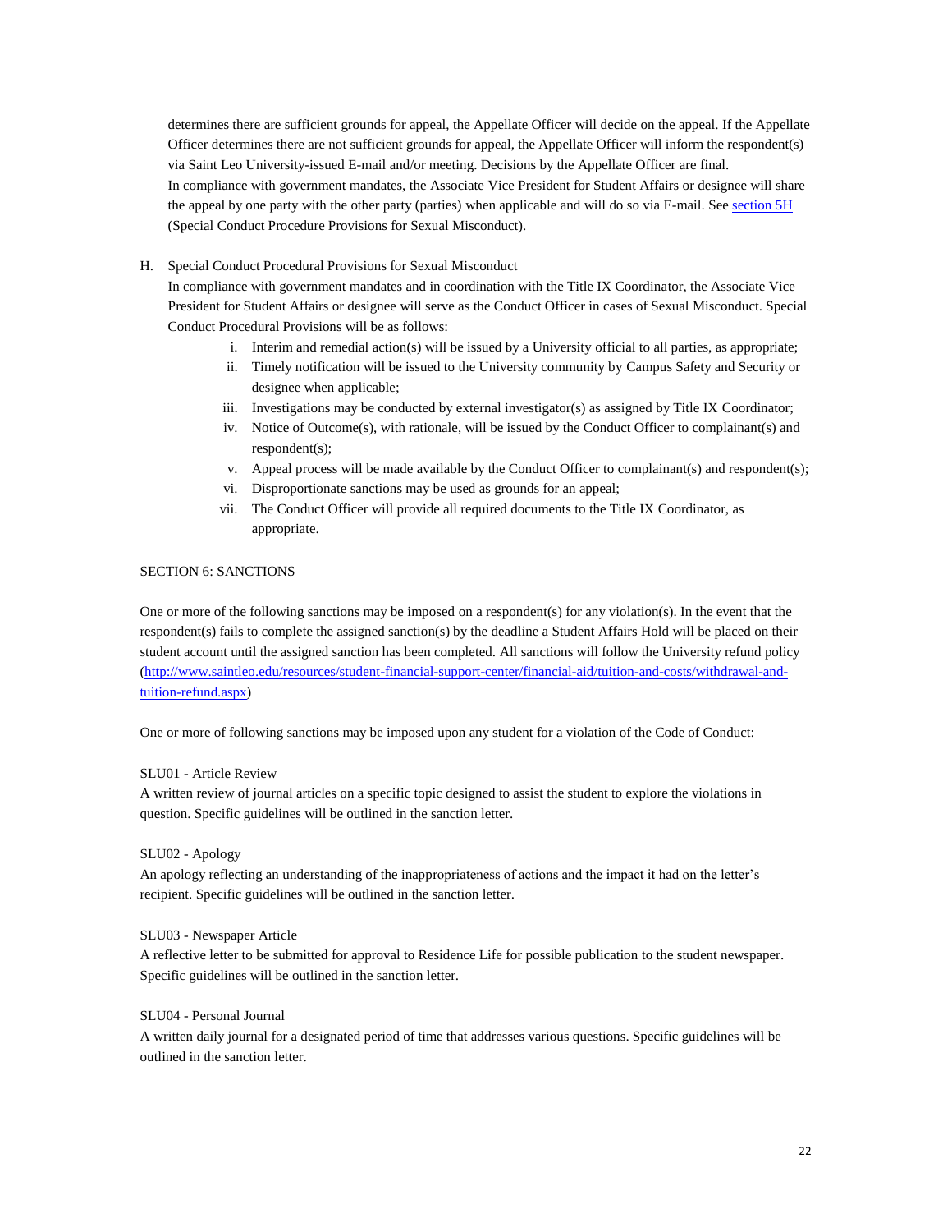determines there are sufficient grounds for appeal, the Appellate Officer will decide on the appeal. If the Appellate Officer determines there are not sufficient grounds for appeal, the Appellate Officer will inform the respondent(s) via Saint Leo University-issued E-mail and/or meeting. Decisions by the Appellate Officer are final.
In compliance with government mandates, the Associate Vice President for Student Affairs or designee will share the appeal by one party with the other party (parties) when applicable and will do so via E-mail. See [section 5H](#) (Special Conduct Procedure Provisions for Sexual Misconduct).

H. Special Conduct Procedural Provisions for Sexual Misconduct
In compliance with government mandates and in coordination with the Title IX Coordinator, the Associate Vice President for Student Affairs or designee will serve as the Conduct Officer in cases of Sexual Misconduct. Special Conduct Procedural Provisions will be as follows:

   i. Interim and remedial action(s) will be issued by a University official to all parties, as appropriate;
   ii. Timely notification will be issued to the University community by Campus Safety and Security or designee when applicable;
   iii. Investigations may be conducted by external investigator(s) as assigned by Title IX Coordinator;
   iv. Notice of Outcome(s), with rationale, will be issued by the Conduct Officer to complainant(s) and respondent(s);
   v. Appeal process will be made available by the Conduct Officer to complainant(s) and respondent(s);
   vi. Disproportionate sanctions may be used as grounds for an appeal;
   vii. The Conduct Officer will provide all required documents to the Title IX Coordinator, as appropriate.

## SECTION 6: SANCTIONS

One or more of the following sanctions may be imposed on a respondent(s) for any violation(s). In the event that the respondent(s) fails to complete the assigned sanction(s) by the deadline a Student Affairs Hold will be placed on their student account until the assigned sanction has been completed. All sanctions will follow the University refund policy ([http://www.saintleo.edu/resources/student-financial-support-center/financial-aid/tuition-and-costs/withdrawal-and-tuition-refund.aspx](http://www.saintleo.edu/resources/student-financial-support-center/financial-aid/tuition-and-costs/withdrawal-and-tuition-refund.aspx))

One or more of following sanctions may be imposed upon any student for a violation of the Code of Conduct:

SLU01 - Article Review
A written review of journal articles on a specific topic designed to assist the student to explore the violations in question. Specific guidelines will be outlined in the sanction letter.

SLU02 - Apology
An apology reflecting an understanding of the inappropriateness of actions and the impact it had on the letter's recipient. Specific guidelines will be outlined in the sanction letter.

SLU03 - Newspaper Article
A reflective letter to be submitted for approval to Residence Life for possible publication to the student newspaper. Specific guidelines will be outlined in the sanction letter.

SLU04 - Personal Journal
A written daily journal for a designated period of time that addresses various questions. Specific guidelines will be outlined in the sanction letter.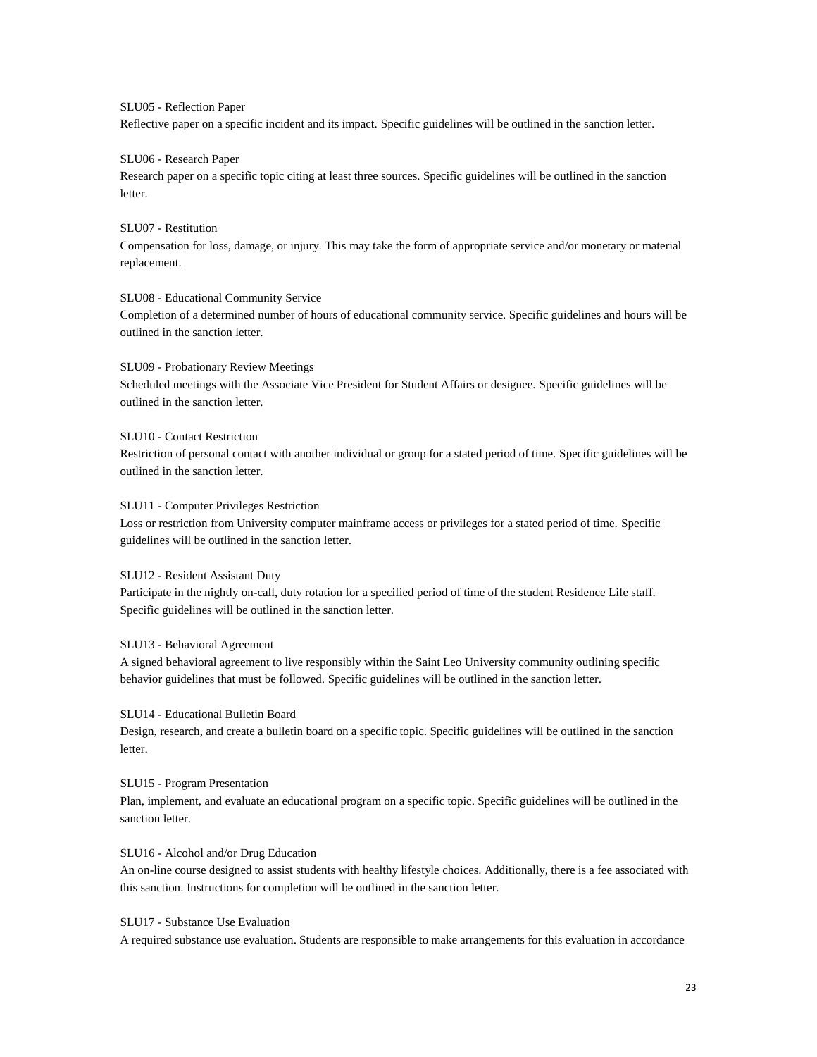SLU05 - Reflection Paper
Reflective paper on a specific incident and its impact. Specific guidelines will be outlined in the sanction letter.

SLU06 - Research Paper
Research paper on a specific topic citing at least three sources. Specific guidelines will be outlined in the sanction letter.

SLU07 - Restitution
Compensation for loss, damage, or injury. This may take the form of appropriate service and/or monetary or material replacement.

SLU08 - Educational Community Service
Completion of a determined number of hours of educational community service. Specific guidelines and hours will be outlined in the sanction letter.

SLU09 - Probationary Review Meetings
Scheduled meetings with the Associate Vice President for Student Affairs or designee. Specific guidelines will be outlined in the sanction letter.

SLU10 - Contact Restriction
Restriction of personal contact with another individual or group for a stated period of time. Specific guidelines will be outlined in the sanction letter.

SLU11 - Computer Privileges Restriction
Loss or restriction from University computer mainframe access or privileges for a stated period of time. Specific guidelines will be outlined in the sanction letter.

SLU12 - Resident Assistant Duty
Participate in the nightly on-call, duty rotation for a specified period of time of the student Residence Life staff. Specific guidelines will be outlined in the sanction letter.

SLU13 - Behavioral Agreement
A signed behavioral agreement to live responsibly within the Saint Leo University community outlining specific behavior guidelines that must be followed. Specific guidelines will be outlined in the sanction letter.

SLU14 - Educational Bulletin Board
Design, research, and create a bulletin board on a specific topic. Specific guidelines will be outlined in the sanction letter.

SLU15 - Program Presentation
Plan, implement, and evaluate an educational program on a specific topic. Specific guidelines will be outlined in the sanction letter.

SLU16 - Alcohol and/or Drug Education
An on-line course designed to assist students with healthy lifestyle choices. Additionally, there is a fee associated with this sanction. Instructions for completion will be outlined in the sanction letter.

SLU17 - Substance Use Evaluation
A required substance use evaluation. Students are responsible to make arrangements for this evaluation in accordance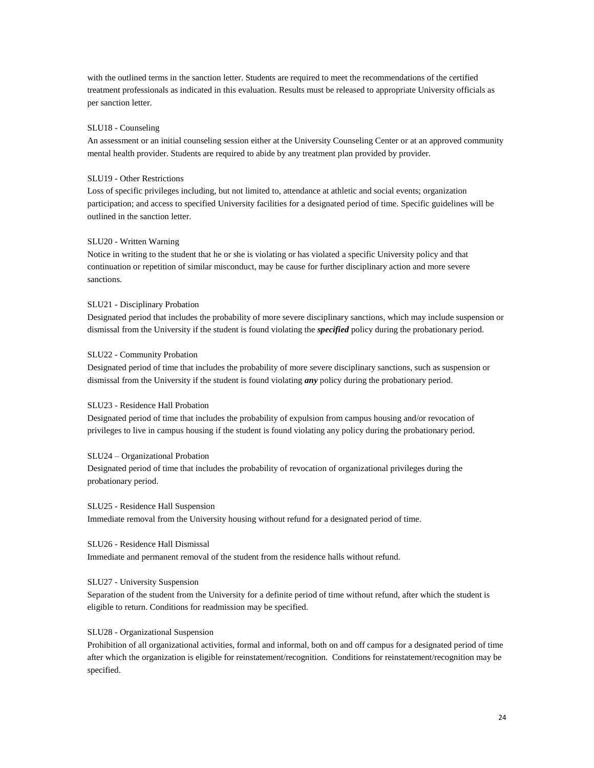with the outlined terms in the sanction letter. Students are required to meet the recommendations of the certified treatment professionals as indicated in this evaluation. Results must be released to appropriate University officials as per sanction letter.

SLU18 - Counseling
An assessment or an initial counseling session either at the University Counseling Center or at an approved community mental health provider. Students are required to abide by any treatment plan provided by provider.

SLU19 - Other Restrictions
Loss of specific privileges including, but not limited to, attendance at athletic and social events; organization participation; and access to specified University facilities for a designated period of time. Specific guidelines will be outlined in the sanction letter.

SLU20 - Written Warning
Notice in writing to the student that he or she is violating or has violated a specific University policy and that continuation or repetition of similar misconduct, may be cause for further disciplinary action and more severe sanctions.

SLU21 - Disciplinary Probation
Designated period that includes the probability of more severe disciplinary sanctions, which may include suspension or dismissal from the University if the student is found violating the ***specified*** policy during the probationary period.

SLU22 - Community Probation
Designated period of time that includes the probability of more severe disciplinary sanctions, such as suspension or dismissal from the University if the student is found violating ***any*** policy during the probationary period.

SLU23 - Residence Hall Probation
Designated period of time that includes the probability of expulsion from campus housing and/or revocation of privileges to live in campus housing if the student is found violating any policy during the probationary period.

SLU24 – Organizational Probation
Designated period of time that includes the probability of revocation of organizational privileges during the probationary period.

SLU25 - Residence Hall Suspension
Immediate removal from the University housing without refund for a designated period of time.

SLU26 - Residence Hall Dismissal
Immediate and permanent removal of the student from the residence halls without refund.

SLU27 - University Suspension
Separation of the student from the University for a definite period of time without refund, after which the student is eligible to return. Conditions for readmission may be specified.

SLU28 - Organizational Suspension
Prohibition of all organizational activities, formal and informal, both on and off campus for a designated period of time after which the organization is eligible for reinstatement/recognition. Conditions for reinstatement/recognition may be specified.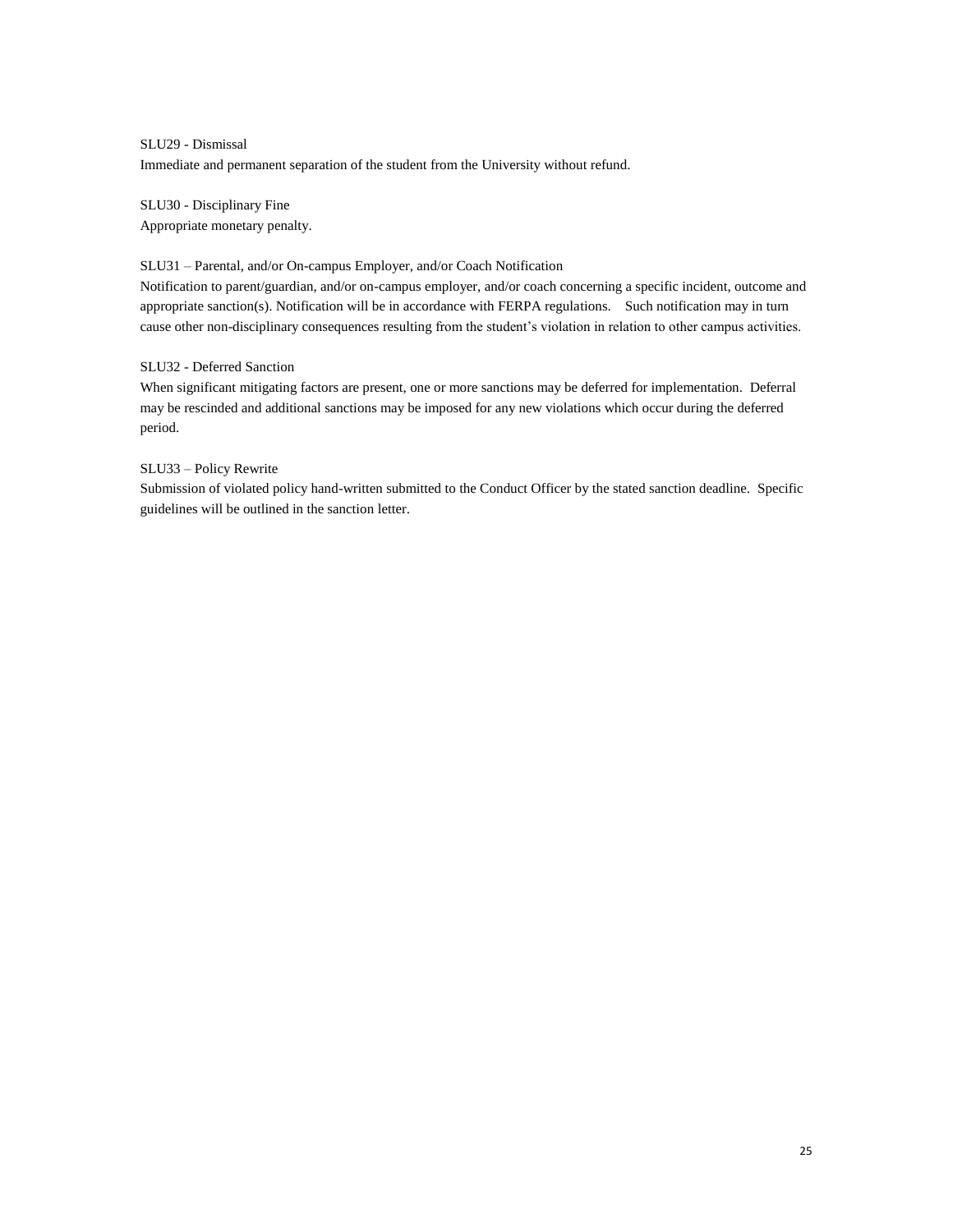SLU29 - Dismissal

Immediate and permanent separation of the student from the University without refund.

SLU30 - Disciplinary Fine

Appropriate monetary penalty.

SLU31 – Parental, and/or On-campus Employer, and/or Coach Notification

Notification to parent/guardian, and/or on-campus employer, and/or coach concerning a specific incident, outcome and appropriate sanction(s). Notification will be in accordance with FERPA regulations. Such notification may in turn cause other non-disciplinary consequences resulting from the student's violation in relation to other campus activities.

SLU32 - Deferred Sanction

When significant mitigating factors are present, one or more sanctions may be deferred for implementation. Deferral may be rescinded and additional sanctions may be imposed for any new violations which occur during the deferred period.

SLU33 – Policy Rewrite

Submission of violated policy hand-written submitted to the Conduct Officer by the stated sanction deadline. Specific guidelines will be outlined in the sanction letter.